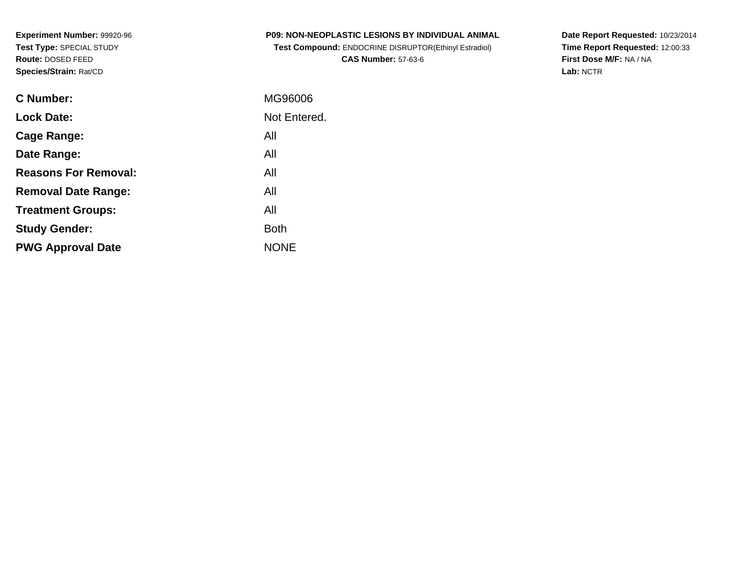**Experiment Number:** 99920-96
**Test Type:** SPECIAL STUDY
**Route:** DOSED FEED
**Species/Strain:** Rat/CD

**P09: NON-NEOPLASTIC LESIONS BY INDIVIDUAL ANIMAL**
**Test Compound:** ENDOCRINE DISRUPTOR(Ethinyl Estradiol)
**CAS Number:** 57-63-6

**Date Report Requested:** 10/23/2014
**Time Report Requested:** 12:00:33
**First Dose M/F:** NA / NA
**Lab:** NCTR

| | |
|---|---|
| **C Number:** | MG96006 |
| **Lock Date:** | Not Entered. |
| **Cage Range:** | All |
| **Date Range:** | All |
| **Reasons For Removal:** | All |
| **Removal Date Range:** | All |
| **Treatment Groups:** | All |
| **Study Gender:** | Both |
| **PWG Approval Date** | NONE |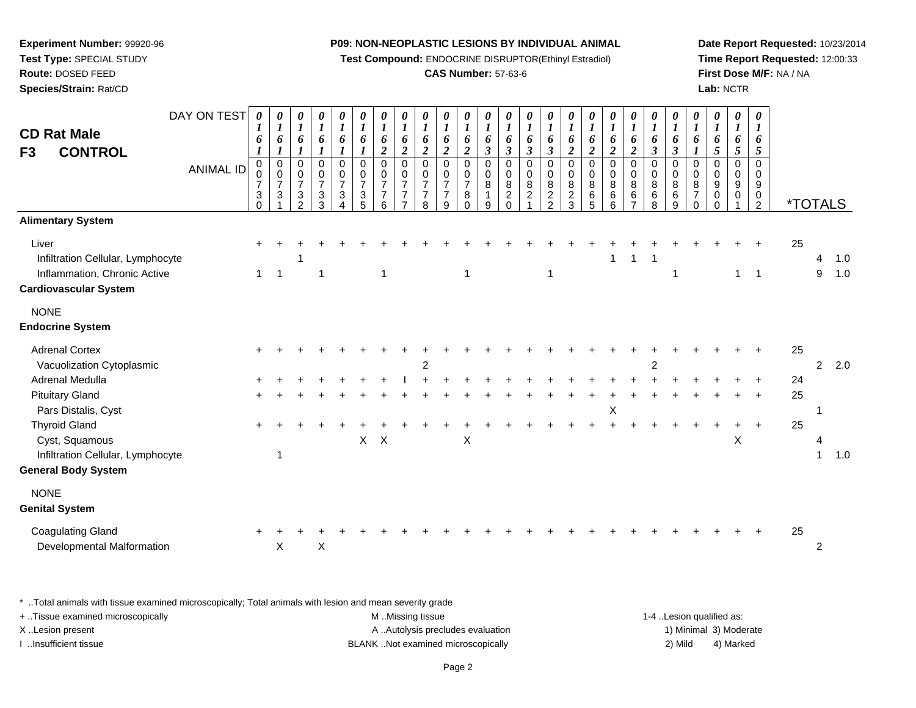**Experiment Number:** 99920-96
**Test Type:** SPECIAL STUDY
**Route:** DOSED FEED
**Species/Strain:** Rat/CD

**P09: NON-NEOPLASTIC LESIONS BY INDIVIDUAL ANIMAL**
**Test Compound:** ENDOCRINE DISRUPTOR(Ethinyl Estradiol)
**CAS Number:** 57-63-6

**Date Report Requested:** 10/23/2014
**Time Report Requested:** 12:00:33
**First Dose M/F:** NA / NA
**Lab:** NCTR

## CD Rat Male
## F3 CONTROL

| DAY ON TEST | 0161 | 0161 | 0161 | 0161 | 0161 | 0161 | 0162 | 0162 | 0162 | 0162 | 0162 | 0163 | 0163 | 0163 | 0163 | 0162 | 0162 | 0162 | 0162 | 0163 | 0163 | 0161 | 0165 | 0165 | 0165 | |
|---|---|---|---|---|---|---|---|---|---|---|---|---|---|---|---|---|---|---|---|---|---|---|---|---|---|---|
| **ANIMAL ID** | 00730 | 00731 | 00732 | 00733 | 00734 | 00735 | 00776 | 00777 | 00778 | 00779 | 00780 | 00819 | 00820 | 00821 | 00822 | 00823 | 00865 | 00866 | 00867 | 00868 | 00869 | 00870 | 00900 | 00901 | 00902 | ***TOTALS** |
| **Alimentary System** | | | | | | | | | | | | | | | | | | | | | | | | | | |
| Liver | + | + | + | + | + | + | + | + | + | + | + | + | + | + | + | + | + | + | + | + | + | + | + | + | + | 25 |
| Infiltration Cellular, Lymphocyte | | | 1 | | | | | | | | | | | | | | | 1 | 1 | 1 | | | | | | 4 1.0 |
| Inflammation, Chronic Active | 1 | 1 | | 1 | | | 1 | | | | 1 | | | | 1 | | | | | | 1 | | | 1 | 1 | 9 1.0 |
| **Cardiovascular System** | | | | | | | | | | | | | | | | | | | | | | | | | | |
| NONE | | | | | | | | | | | | | | | | | | | | | | | | | | |
| **Endocrine System** | | | | | | | | | | | | | | | | | | | | | | | | | | |
| Adrenal Cortex | + | + | + | + | + | + | + | + | + | + | + | + | + | + | + | + | + | + | + | + | + | + | + | + | + | 25 |
| Vacuolization Cytoplasmic | | | | | | | | | 2 | | | | | | | | | | | 2 | | | | | | 2 2.0 |
| Adrenal Medulla | + | + | + | + | + | + | + | I | + | + | + | + | + | + | + | + | + | + | + | + | + | + | + | + | + | 24 |
| Pituitary Gland | + | + | + | + | + | + | + | + | + | + | + | + | + | + | + | + | + | + | + | + | + | + | + | + | + | 25 |
| Pars Distalis, Cyst | | | | | | | | | | | | | | | | | | X | | | | | | | | 1 |
| Thyroid Gland | + | + | + | + | + | + | + | + | + | + | + | + | + | + | + | + | + | + | + | + | + | + | + | + | + | 25 |
| Cyst, Squamous | | | | | | X | X | | | | X | | | | | | | | | | | | | X | | 4 |
| Infiltration Cellular, Lymphocyte | | 1 | | | | | | | | | | | | | | | | | | | | | | | | 1 1.0 |
| **General Body System** | | | | | | | | | | | | | | | | | | | | | | | | | | |
| NONE | | | | | | | | | | | | | | | | | | | | | | | | | | |
| **Genital System** | | | | | | | | | | | | | | | | | | | | | | | | | | |
| Coagulating Gland | + | + | + | + | + | + | + | + | + | + | + | + | + | + | + | + | + | + | + | + | + | + | + | + | + | 25 |
| Developmental Malformation | | X | | X | | | | | | | | | | | | | | | | | | | | | | 2 |

* ..Total animals with tissue examined microscopically; Total animals with lesion and mean severity grade
+ ..Tissue examined microscopically
X ..Lesion present
I ..Insufficient tissue
M ..Missing tissue
A ..Autolysis precludes evaluation
BLANK ..Not examined microscopically
1-4 ..Lesion qualified as: 1) Minimal 2) Mild 3) Moderate 4) Marked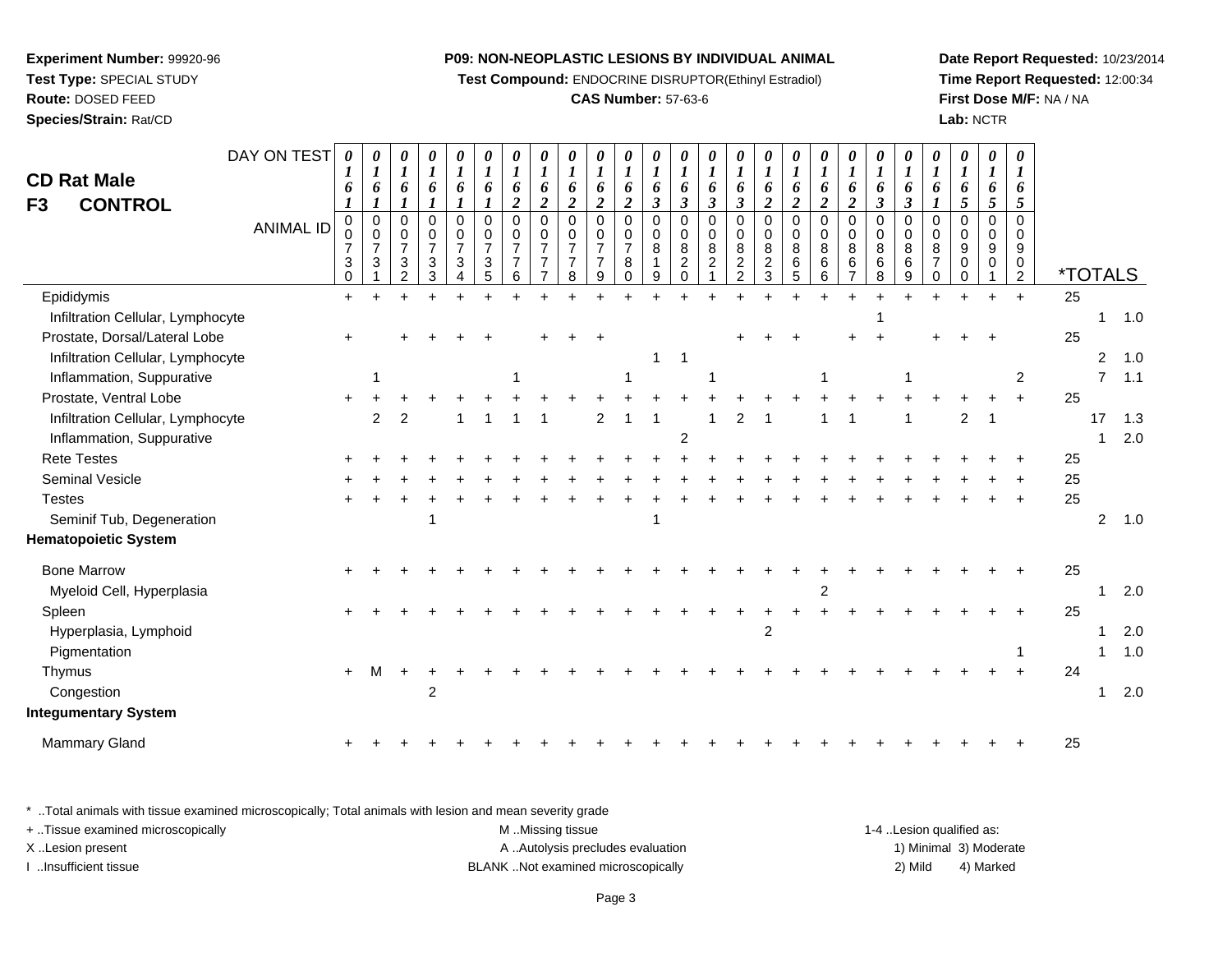**Experiment Number:** 99920-96
**Test Type:** SPECIAL STUDY
**Route:** DOSED FEED
**Species/Strain:** Rat/CD

**P09: NON-NEOPLASTIC LESIONS BY INDIVIDUAL ANIMAL**
**Test Compound:** ENDOCRINE DISRUPTOR(Ethinyl Estradiol)
**CAS Number:** 57-63-6

**Date Report Requested:** 10/23/2014
**Time Report Requested:** 12:00:34
**First Dose M/F:** NA / NA
**Lab:** NCTR

## CD Rat Male
## F3 CONTROL

| DAY ON TEST | 0161 | 0161 | 0161 | 0161 | 0161 | 0161 | 0162 | 0162 | 0162 | 0162 | 0162 | 0163 | 0163 | 0163 | 0163 | 0162 | 0162 | 0162 | 0162 | 0163 | 0163 | 0161 | 0165 | 0165 | 0165 | | | |
|---|---|---|---|---|---|---|---|---|---|---|---|---|---|---|---|---|---|---|---|---|---|---|---|---|---|---|---|---|
| **ANIMAL ID** | 00730 | 00731 | 00732 | 00733 | 00734 | 00735 | 00776 | 00777 | 00778 | 00779 | 00780 | 00819 | 00820 | 00821 | 00822 | 00823 | 00865 | 00866 | 00867 | 00868 | 00869 | 00870 | 00900 | 00901 | 00902 | ***TOTALS** | | |
| Epididymis | + | + | + | + | + | + | + | + | + | + | + | + | + | + | + | + | + | + | + | + | + | + | + | + | + | 25 | | |
| Infiltration Cellular, Lymphocyte | | | | | | | | | | | | | | | | | | | | 1 | | | | | | | 1 | 1.0 |
| Prostate, Dorsal/Lateral Lobe | + | | + | + | + | + | | + | + | + | | | | | + | + | + | | + | + | | + | + | + | | 25 | | |
| Infiltration Cellular, Lymphocyte | | | | | | | | | | | | 1 | 1 | | | | | | | | | | | | | | 2 | 1.0 |
| Inflammation, Suppurative | | 1 | | | | | 1 | | | | 1 | | | 1 | | | | 1 | | | 1 | | | | 2 | | 7 | 1.1 |
| Prostate, Ventral Lobe | + | + | + | + | + | + | + | + | + | + | + | + | + | + | + | + | + | + | + | + | + | + | + | + | + | 25 | | |
| Infiltration Cellular, Lymphocyte | | 2 | 2 | | 1 | 1 | 1 | 1 | | 2 | 1 | 1 | | 1 | 2 | 1 | | 1 | 1 | | 1 | | 2 | 1 | | | 17 | 1.3 |
| Inflammation, Suppurative | | | | | | | | | | | | | 2 | | | | | | | | | | | | | | 1 | 2.0 |
| Rete Testes | + | + | + | + | + | + | + | + | + | + | + | + | + | + | + | + | + | + | + | + | + | + | + | + | + | 25 | | |
| Seminal Vesicle | + | + | + | + | + | + | + | + | + | + | + | + | + | + | + | + | + | + | + | + | + | + | + | + | + | 25 | | |
| Testes | + | + | + | + | + | + | + | + | + | + | + | + | + | + | + | + | + | + | + | + | + | + | + | + | + | 25 | | |
| Seminif Tub, Degeneration | | | | 1 | | | | | | | | 1 | | | | | | | | | | | | | | | 2 | 1.0 |
| **Hematopoietic System** | | | | | | | | | | | | | | | | | | | | | | | | | | | | |
| Bone Marrow | + | + | + | + | + | + | + | + | + | + | + | + | + | + | + | + | + | + | + | + | + | + | + | + | + | 25 | | |
| Myeloid Cell, Hyperplasia | | | | | | | | | | | | | | | | | | 2 | | | | | | | | | 1 | 2.0 |
| Spleen | + | + | + | + | + | + | + | + | + | + | + | + | + | + | + | + | + | + | + | + | + | + | + | + | + | 25 | | |
| Hyperplasia, Lymphoid | | | | | | | | | | | | | | | | 2 | | | | | | | | | | | 1 | 2.0 |
| Pigmentation | | | | | | | | | | | | | | | | | | | | | | | | | 1 | | 1 | 1.0 |
| Thymus | + | M | + | + | + | + | + | + | + | + | + | + | + | + | + | + | + | + | + | + | + | + | + | + | + | 24 | | |
| Congestion | | | | 2 | | | | | | | | | | | | | | | | | | | | | | | 1 | 2.0 |
| **Integumentary System** | | | | | | | | | | | | | | | | | | | | | | | | | | | | |
| Mammary Gland | + | + | + | + | + | + | + | + | + | + | + | + | + | + | + | + | + | + | + | + | + | + | + | + | + | 25 | | |

\* ..Total animals with tissue examined microscopically; Total animals with lesion and mean severity grade
+ ..Tissue examined microscopically
X ..Lesion present
I ..Insufficient tissue
M ..Missing tissue
A ..Autolysis precludes evaluation
BLANK ..Not examined microscopically
1-4 ..Lesion qualified as:
1) Minimal 2) Mild 3) Moderate 4) Marked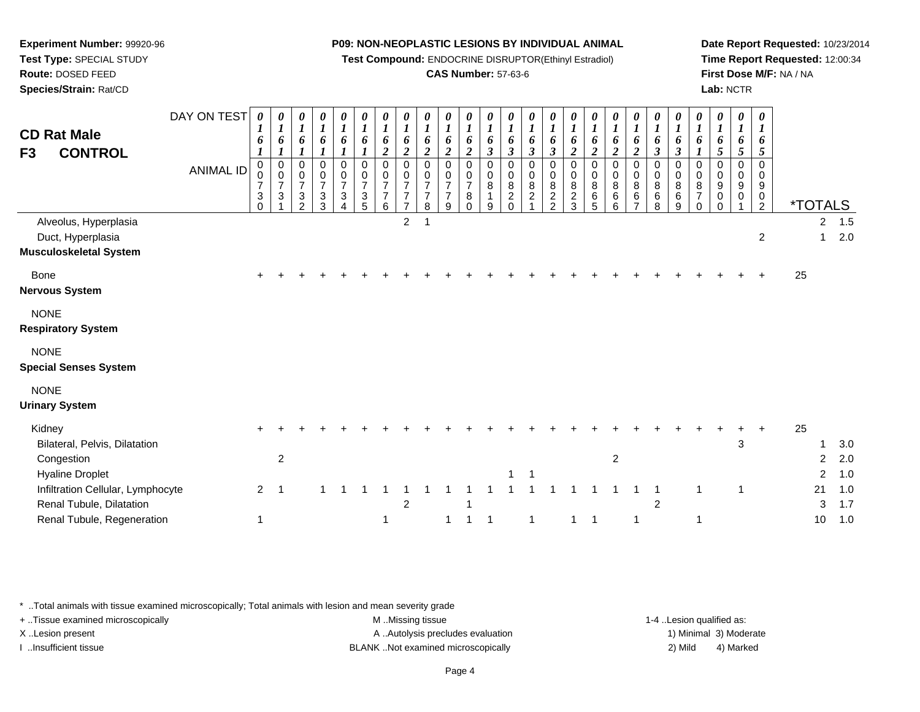**Experiment Number:** 99920-96
**Test Type:** SPECIAL STUDY
**Route:** DOSED FEED
**Species/Strain:** Rat/CD

**P09: NON-NEOPLASTIC LESIONS BY INDIVIDUAL ANIMAL**
**Test Compound:** ENDOCRINE DISRUPTOR(Ethinyl Estradiol)
**CAS Number:** 57-63-6

**Date Report Requested:** 10/23/2014
**Time Report Requested:** 12:00:34
**First Dose M/F:** NA / NA
**Lab:** NCTR

## CD Rat Male
## F3 CONTROL

| DAY ON TEST | 0161 | 0161 | 0161 | 0161 | 0161 | 0161 | 0162 | 0162 | 0162 | 0162 | 0162 | 0163 | 0163 | 0163 | 0163 | 0162 | 0162 | 0162 | 0162 | 0163 | 0163 | 0161 | 0165 | 0165 | 0165 | *TOTALS | |
|---|---|---|---|---|---|---|---|---|---|---|---|---|---|---|---|---|---|---|---|---|---|---|---|---|---|---|---|
| **ANIMAL ID** | 0730 | 0731 | 0732 | 0733 | 0734 | 0735 | 0776 | 0777 | 0778 | 0779 | 0780 | 0819 | 0820 | 0821 | 0822 | 0823 | 0865 | 0866 | 0867 | 0868 | 0869 | 0870 | 0900 | 0901 | 0902 | | |
| Alveolus, Hyperplasia | | | | | | | | 2 | 1 | | | | | | | | | | | | | | | | | 2 | 1.5 |
| Duct, Hyperplasia | | | | | | | | | | | | | | | | | | | | | | | | | 2 | 1 | 2.0 |
| **Musculoskeletal System** | | | | | | | | | | | | | | | | | | | | | | | | | | | |
| Bone | + | + | + | + | + | + | + | + | + | + | + | + | + | + | + | + | + | + | + | + | + | + | + | + | + | 25 | |
| **Nervous System** | | | | | | | | | | | | | | | | | | | | | | | | | | | |
| NONE | | | | | | | | | | | | | | | | | | | | | | | | | | | |
| **Respiratory System** | | | | | | | | | | | | | | | | | | | | | | | | | | | |
| NONE | | | | | | | | | | | | | | | | | | | | | | | | | | | |
| **Special Senses System** | | | | | | | | | | | | | | | | | | | | | | | | | | | |
| NONE | | | | | | | | | | | | | | | | | | | | | | | | | | | |
| **Urinary System** | | | | | | | | | | | | | | | | | | | | | | | | | | | |
| Kidney | + | + | + | + | + | + | + | + | + | + | + | + | + | + | + | + | + | + | + | + | + | + | + | + | + | 25 | |
| Bilateral, Pelvis, Dilatation | | | | | | | | | | | | | | | | | | | | | | | | 3 | | 1 | 3.0 |
| Congestion | | 2 | | | | | | | | | | | | | | | | 2 | | | | | | | | 2 | 2.0 |
| Hyaline Droplet | | | | | | | | | | | | | 1 | 1 | | | | | | | | | | | | 2 | 1.0 |
| Infiltration Cellular, Lymphocyte | 2 | 1 | | 1 | 1 | 1 | 1 | 1 | 1 | 1 | 1 | 1 | 1 | 1 | 1 | 1 | 1 | 1 | 1 | 1 | | 1 | | 1 | | 21 | 1.0 |
| Renal Tubule, Dilatation | | | | | | | | 2 | | | 1 | | | | | | | | | 2 | | | | | | 3 | 1.7 |
| Renal Tubule, Regeneration | 1 | | | | | | 1 | | | 1 | 1 | 1 | | 1 | | 1 | 1 | | 1 | | | 1 | | | | 10 | 1.0 |

\* ..Total animals with tissue examined microscopically; Total animals with lesion and mean severity grade
+ ..Tissue examined microscopically
X ..Lesion present
I ..Insufficient tissue
M ..Missing tissue
A ..Autolysis precludes evaluation
BLANK ..Not examined microscopically
1-4 ..Lesion qualified as: 1) Minimal 2) Mild 3) Moderate 4) Marked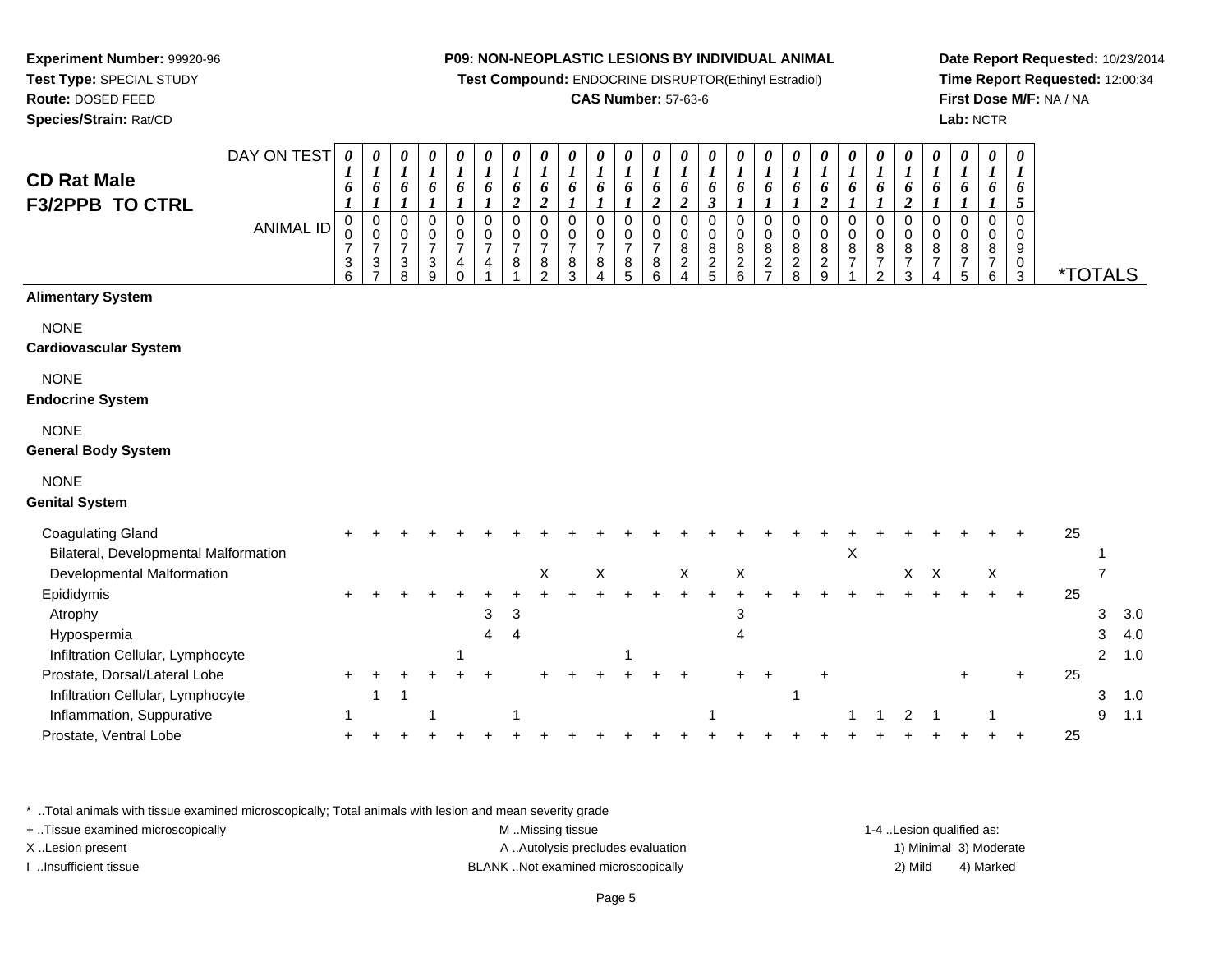**Experiment Number:** 99920-96
**Test Type:** SPECIAL STUDY
**Route:** DOSED FEED
**Species/Strain:** Rat/CD

**P09: NON-NEOPLASTIC LESIONS BY INDIVIDUAL ANIMAL**
**Test Compound:** ENDOCRINE DISRUPTOR(Ethinyl Estradiol)
**CAS Number:** 57-63-6

**Date Report Requested:** 10/23/2014
**Time Report Requested:** 12:00:34
**First Dose M/F:** NA / NA
**Lab:** NCTR

## CD Rat Male
## F3/2PPB TO CTRL

| DAY ON TEST | 0161 | 0161 | 0161 | 0161 | 0161 | 0161 | 0162 | 0162 | 0161 | 0161 | 0161 | 0162 | 0162 | 0163 | 0161 | 0161 | 0161 | 0162 | 0161 | 0161 | 0162 | 0161 | 0161 | 0161 | 0165 | |
|---|---|---|---|---|---|---|---|---|---|---|---|---|---|---|---|---|---|---|---|---|---|---|---|---|---|---|
| ANIMAL ID | 00736 | 00737 | 00738 | 00739 | 00740 | 00741 | 00781 | 00782 | 00783 | 00784 | 00785 | 00786 | 00824 | 00825 | 00826 | 00827 | 00828 | 00829 | 00871 | 00872 | 00873 | 00874 | 00875 | 00876 | 00903 | *TOTALS |
| **Alimentary System** | | | | | | | | | | | | | | | | | | | | | | | | | | |
| NONE | | | | | | | | | | | | | | | | | | | | | | | | | | |
| **Cardiovascular System** | | | | | | | | | | | | | | | | | | | | | | | | | | |
| NONE | | | | | | | | | | | | | | | | | | | | | | | | | | |
| **Endocrine System** | | | | | | | | | | | | | | | | | | | | | | | | | | |
| NONE | | | | | | | | | | | | | | | | | | | | | | | | | | |
| **General Body System** | | | | | | | | | | | | | | | | | | | | | | | | | | |
| NONE | | | | | | | | | | | | | | | | | | | | | | | | | | |
| **Genital System** | | | | | | | | | | | | | | | | | | | | | | | | | | |
| Coagulating Gland | + | + | + | + | + | + | + | + | + | + | + | + | + | + | + | + | + | + | + | + | + | + | + | + | + | 25 |
| Bilateral, Developmental Malformation | | | | | | | | | | | | | | | | | | | X | | | | | | | 1 |
| Developmental Malformation | | | | | | | | X | | X | | | X | | X | | | | | | X | X | | X | | 7 |
| Epididymis | + | + | + | + | + | + | + | + | + | + | + | + | + | + | + | + | + | + | + | + | + | + | + | + | + | 25 |
| Atrophy | | | | | | 3 | 3 | | | | | | | | 3 | | | | | | | | | | | 3 3.0 |
| Hypospermia | | | | | | 4 | 4 | | | | | | | | 4 | | | | | | | | | | | 3 4.0 |
| Infiltration Cellular, Lymphocyte | | | | | 1 | | | | | | 1 | | | | | | | | | | | | | | | 2 1.0 |
| Prostate, Dorsal/Lateral Lobe | + | + | + | + | + | + | | + | + | + | + | + | + | | + | + | | + | | | | | + | | + | 25 |
| Infiltration Cellular, Lymphocyte | | 1 | 1 | | | | | | | | | | | | | | 1 | | | | | | | | | 3 1.0 |
| Inflammation, Suppurative | 1 | | | 1 | | | 1 | | | | | | | 1 | | | | | 1 | 1 | 2 | 1 | | 1 | | 9 1.1 |
| Prostate, Ventral Lobe | + | + | + | + | + | + | + | + | + | + | + | + | + | + | + | + | + | + | + | + | + | + | + | + | + | 25 |

\* ..Total animals with tissue examined microscopically; Total animals with lesion and mean severity grade
+ ..Tissue examined microscopically
X ..Lesion present
I ..Insufficient tissue
M ..Missing tissue
A ..Autolysis precludes evaluation
BLANK ..Not examined microscopically
1-4 ..Lesion qualified as: 1) Minimal 2) Mild 3) Moderate 4) Marked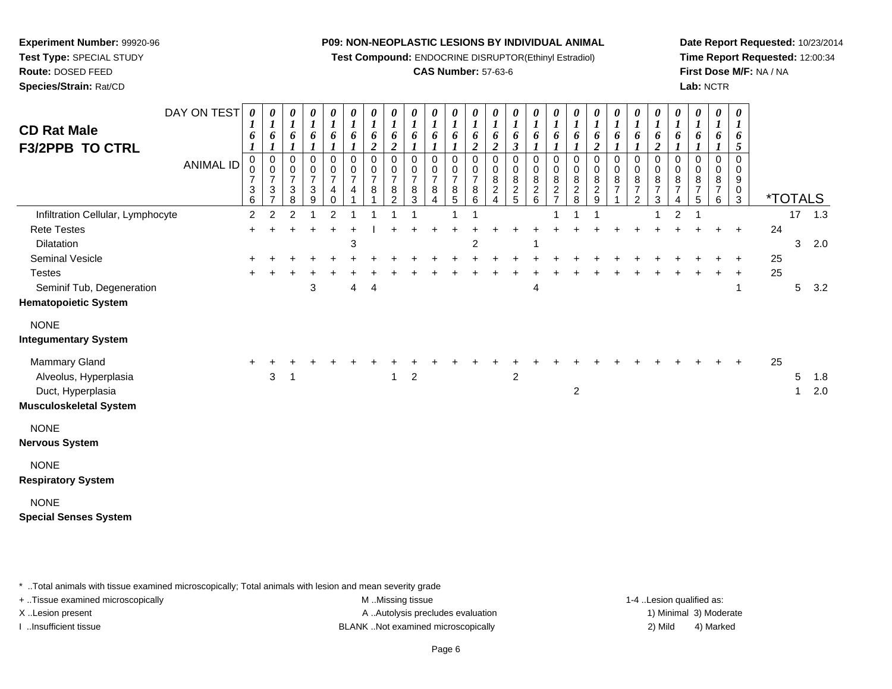**Experiment Number:** 99920-96
**Test Type:** SPECIAL STUDY
**Route:** DOSED FEED
**Species/Strain:** Rat/CD

**P09: NON-NEOPLASTIC LESIONS BY INDIVIDUAL ANIMAL**
**Test Compound:** ENDOCRINE DISRUPTOR(Ethinyl Estradiol)
**CAS Number:** 57-63-6

**Date Report Requested:** 10/23/2014
**Time Report Requested:** 12:00:34
**First Dose M/F:** NA / NA
**Lab:** NCTR

## CD Rat Male
## F3/2PPB TO CTRL

| DAY ON TEST | 0161 | 0161 | 0161 | 0161 | 0161 | 0161 | 0162 | 0162 | 0161 | 0161 | 0161 | 0162 | 0162 | 0163 | 0161 | 0161 | 0161 | 0162 | 0161 | 0161 | 0162 | 0161 | 0161 | 0161 | 0165 | *TOTALS | | |
|---|---|---|---|---|---|---|---|---|---|---|---|---|---|---|---|---|---|---|---|---|---|---|---|---|---|---|---|---|
| **ANIMAL ID** | 00736 | 00737 | 00738 | 00739 | 00740 | 00741 | 00781 | 00782 | 00783 | 00784 | 00785 | 00786 | 00824 | 00825 | 00826 | 00827 | 00828 | 00829 | 00871 | 00872 | 00873 | 00874 | 00875 | 00876 | 00903 | | | |
| Infiltration Cellular, Lymphocyte | 2 | 2 | 2 | 1 | 2 | 1 | 1 | 1 | 1 | | 1 | 1 | | | | 1 | 1 | 1 | | | 1 | 2 | 1 | | | | 17 | 1.3 |
| Rete Testes | + | + | + | + | + | + | I | + | + | + | + | + | + | + | + | + | + | + | + | + | + | + | + | + | + | 24 | | |
| Dilatation | | | | | | 3 | | | | | | 2 | | | 1 | | | | | | | | | | | | 3 | 2.0 |
| Seminal Vesicle | + | + | + | + | + | + | + | + | + | + | + | + | + | + | + | + | + | + | + | + | + | + | + | + | + | 25 | | |
| Testes | + | + | + | + | + | + | + | + | + | + | + | + | + | + | + | + | + | + | + | + | + | + | + | + | + | 25 | | |
| Seminif Tub, Degeneration | | | | 3 | | 4 | 4 | | | | | | | | 4 | | | | | | | | | | 1 | | 5 | 3.2 |
| **Hematopoietic System** | | | | | | | | | | | | | | | | | | | | | | | | | | | | |
| NONE | | | | | | | | | | | | | | | | | | | | | | | | | | | | |
| **Integumentary System** | | | | | | | | | | | | | | | | | | | | | | | | | | | | |
| Mammary Gland | + | + | + | + | + | + | + | + | + | + | + | + | + | + | + | + | + | + | + | + | + | + | + | + | + | 25 | | |
| Alveolus, Hyperplasia | | 3 | 1 | | | | | 1 | 2 | | | | | 2 | | | | | | | | | | | | | 5 | 1.8 |
| Duct, Hyperplasia | | | | | | | | | | | | | | | | | 2 | | | | | | | | | | 1 | 2.0 |
| **Musculoskeletal System** | | | | | | | | | | | | | | | | | | | | | | | | | | | | |
| NONE | | | | | | | | | | | | | | | | | | | | | | | | | | | | |
| **Nervous System** | | | | | | | | | | | | | | | | | | | | | | | | | | | | |
| NONE | | | | | | | | | | | | | | | | | | | | | | | | | | | | |
| **Respiratory System** | | | | | | | | | | | | | | | | | | | | | | | | | | | | |
| NONE | | | | | | | | | | | | | | | | | | | | | | | | | | | | |
| **Special Senses System** | | | | | | | | | | | | | | | | | | | | | | | | | | | | |

* ..Total animals with tissue examined microscopically; Total animals with lesion and mean severity grade
+ ..Tissue examined microscopically
X ..Lesion present
I ..Insufficient tissue
M ..Missing tissue
A ..Autolysis precludes evaluation
BLANK ..Not examined microscopically
1-4 ..Lesion qualified as:
1) Minimal 3) Moderate
2) Mild 4) Marked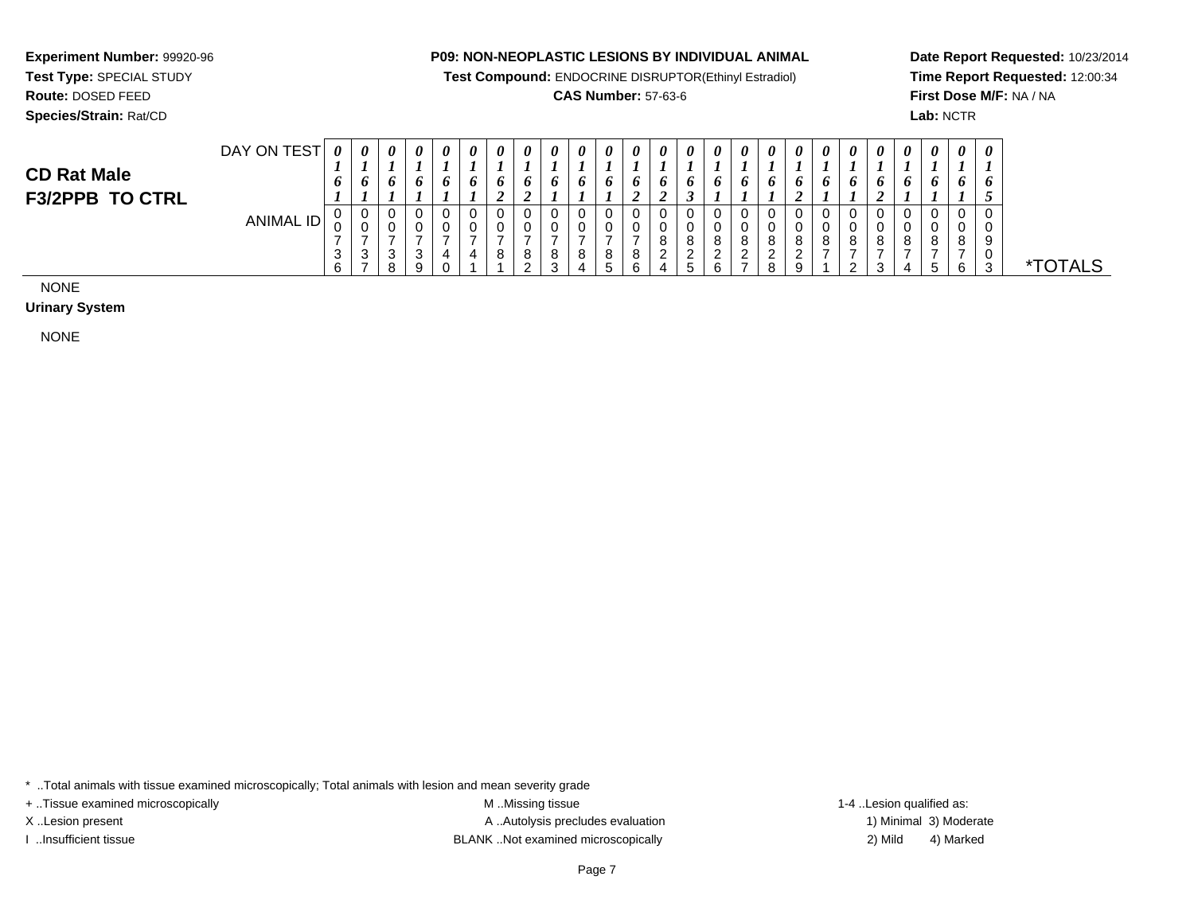**Experiment Number:** 99920-96
**Test Type:** SPECIAL STUDY
**Route:** DOSED FEED
**Species/Strain:** Rat/CD

**P09: NON-NEOPLASTIC LESIONS BY INDIVIDUAL ANIMAL**
**Test Compound:** ENDOCRINE DISRUPTOR(Ethinyl Estradiol)
**CAS Number:** 57-63-6

**Date Report Requested:** 10/23/2014
**Time Report Requested:** 12:00:34
**First Dose M/F:** NA / NA
**Lab:** NCTR

## CD Rat Male F3/2PPB TO CTRL

| DAY ON TEST | 0161 | 0161 | 0161 | 0161 | 0161 | 0161 | 0162 | 0162 | 0161 | 0161 | 0161 | 0162 | 0162 | 0163 | 0161 | 0161 | 0161 | 0162 | 0161 | 0161 | 0162 | 0161 | 0161 | 0161 | 0165 | |
|---|---|---|---|---|---|---|---|---|---|---|---|---|---|---|---|---|---|---|---|---|---|---|---|---|---|---|
| ANIMAL ID | 00736 | 00737 | 00738 | 00739 | 00740 | 00741 | 00781 | 00782 | 00783 | 00784 | 00785 | 00786 | 00824 | 00825 | 00826 | 00827 | 00828 | 00829 | 00871 | 00872 | 00873 | 00874 | 00875 | 00876 | 00903 | *TOTALS |

NONE

**Urinary System**

NONE

* ..Total animals with tissue examined microscopically; Total animals with lesion and mean severity grade
+ ..Tissue examined microscopically
X ..Lesion present
I ..Insufficient tissue
M ..Missing tissue
A ..Autolysis precludes evaluation
BLANK ..Not examined microscopically
1-4 ..Lesion qualified as: 1) Minimal 2) Mild 3) Moderate 4) Marked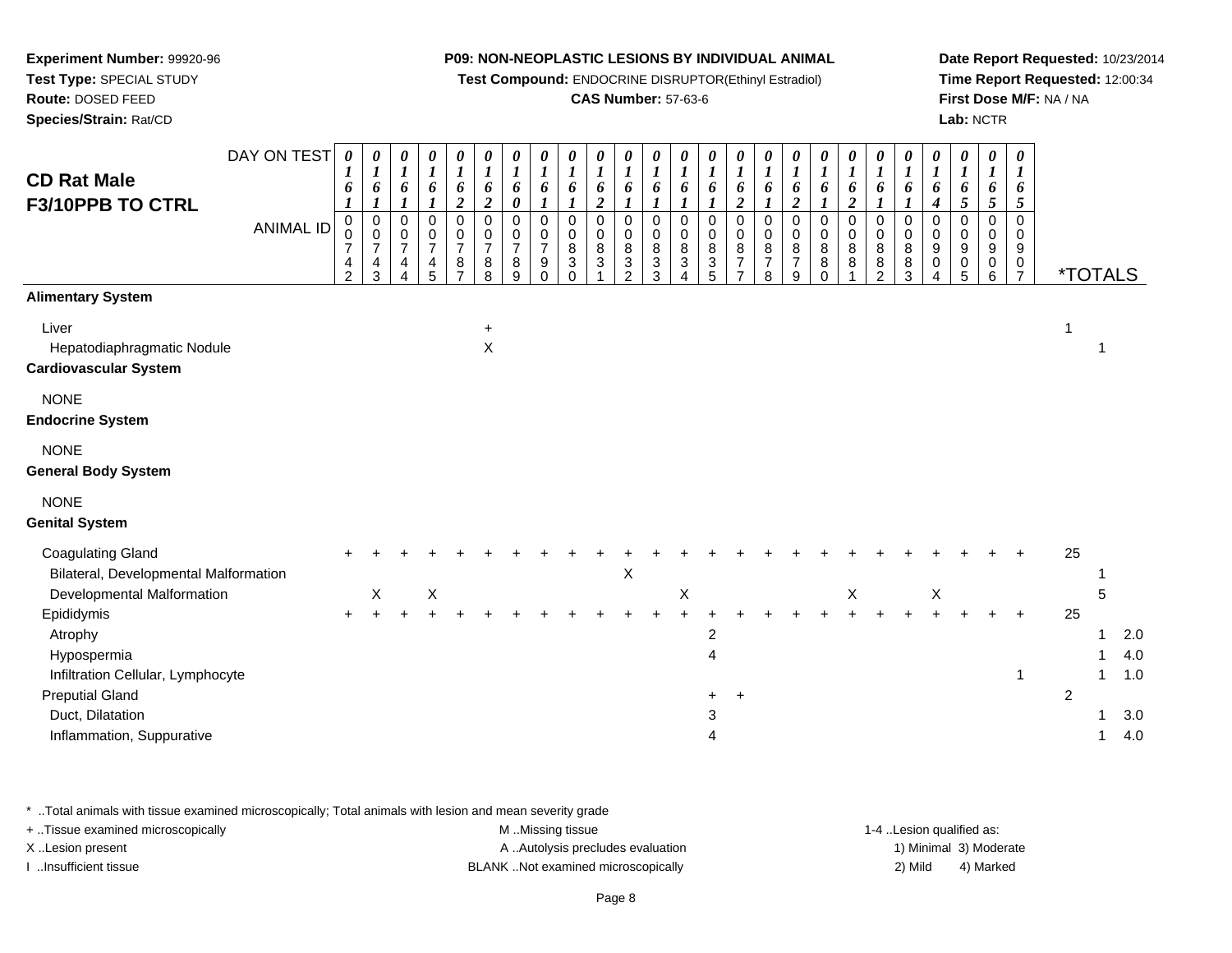**Experiment Number:** 99920-96
**Test Type:** SPECIAL STUDY
**Route:** DOSED FEED
**Species/Strain:** Rat/CD

**P09: NON-NEOPLASTIC LESIONS BY INDIVIDUAL ANIMAL**
**Test Compound:** ENDOCRINE DISRUPTOR(Ethinyl Estradiol)
**CAS Number:** 57-63-6

**Date Report Requested:** 10/23/2014
**Time Report Requested:** 12:00:34
**First Dose M/F:** NA / NA
**Lab:** NCTR

## CD Rat Male
## F3/10PPB TO CTRL

| DAY ON TEST | 0161 | 0161 | 0161 | 0161 | 0162 | 0162 | 0160 | 0161 | 0161 | 0162 | 0161 | 0161 | 0161 | 0161 | 0162 | 0161 | 0162 | 0161 | 0162 | 0161 | 0161 | 0164 | 0165 | 0165 | 0165 | *TOTALS | | |
|---|---|---|---|---|---|---|---|---|---|---|---|---|---|---|---|---|---|---|---|---|---|---|---|---|---|---|---|---|
| **ANIMAL ID** | 0742 | 0743 | 0744 | 0745 | 0787 | 0788 | 0789 | 0790 | 0830 | 0831 | 0832 | 0833 | 0834 | 0835 | 0877 | 0878 | 0879 | 0880 | 0881 | 0882 | 0883 | 0904 | 0905 | 0906 | 0907 | | | |
| **Alimentary System** | | | | | | | | | | | | | | | | | | | | | | | | | | | | |
| Liver | | | | | | + | | | | | | | | | | | | | | | | | | | | 1 | | |
| Hepatodiaphragmatic Nodule | | | | | | X | | | | | | | | | | | | | | | | | | | | | 1 | |
| **Cardiovascular System** | | | | | | | | | | | | | | | | | | | | | | | | | | | | |
| NONE | | | | | | | | | | | | | | | | | | | | | | | | | | | | |
| **Endocrine System** | | | | | | | | | | | | | | | | | | | | | | | | | | | | |
| NONE | | | | | | | | | | | | | | | | | | | | | | | | | | | | |
| **General Body System** | | | | | | | | | | | | | | | | | | | | | | | | | | | | |
| NONE | | | | | | | | | | | | | | | | | | | | | | | | | | | | |
| **Genital System** | | | | | | | | | | | | | | | | | | | | | | | | | | | | |
| Coagulating Gland | + | + | + | + | + | + | + | + | + | + | + | + | + | + | + | + | + | + | + | + | + | + | + | + | + | 25 | | |
| Bilateral, Developmental Malformation | | | | | | | | | | | X | | | | | | | | | | | | | | | | 1 | |
| Developmental Malformation | | X | | X | | | | | | | | | X | | | | | | X | | | X | | | | | 5 | |
| Epididymis | + | + | + | + | + | + | + | + | + | + | + | + | + | + | + | + | + | + | + | + | + | + | + | + | + | 25 | | |
| Atrophy | | | | | | | | | | | | | | 2 | | | | | | | | | | | | | 1 | 2.0 |
| Hypospermia | | | | | | | | | | | | | | 4 | | | | | | | | | | | | | 1 | 4.0 |
| Infiltration Cellular, Lymphocyte | | | | | | | | | | | | | | | | | | | | | | | | | 1 | | 1 | 1.0 |
| Preputial Gland | | | | | | | | | | | | | | + | + | | | | | | | | | | | 2 | | |
| Duct, Dilatation | | | | | | | | | | | | | | 3 | | | | | | | | | | | | | 1 | 3.0 |
| Inflammation, Suppurative | | | | | | | | | | | | | | 4 | | | | | | | | | | | | | 1 | 4.0 |

* ..Total animals with tissue examined microscopically; Total animals with lesion and mean severity grade
+ ..Tissue examined microscopically
X ..Lesion present
I ..Insufficient tissue

M ..Missing tissue
A ..Autolysis precludes evaluation
BLANK ..Not examined microscopically

1-4 ..Lesion qualified as:
1) Minimal 3) Moderate
2) Mild 4) Marked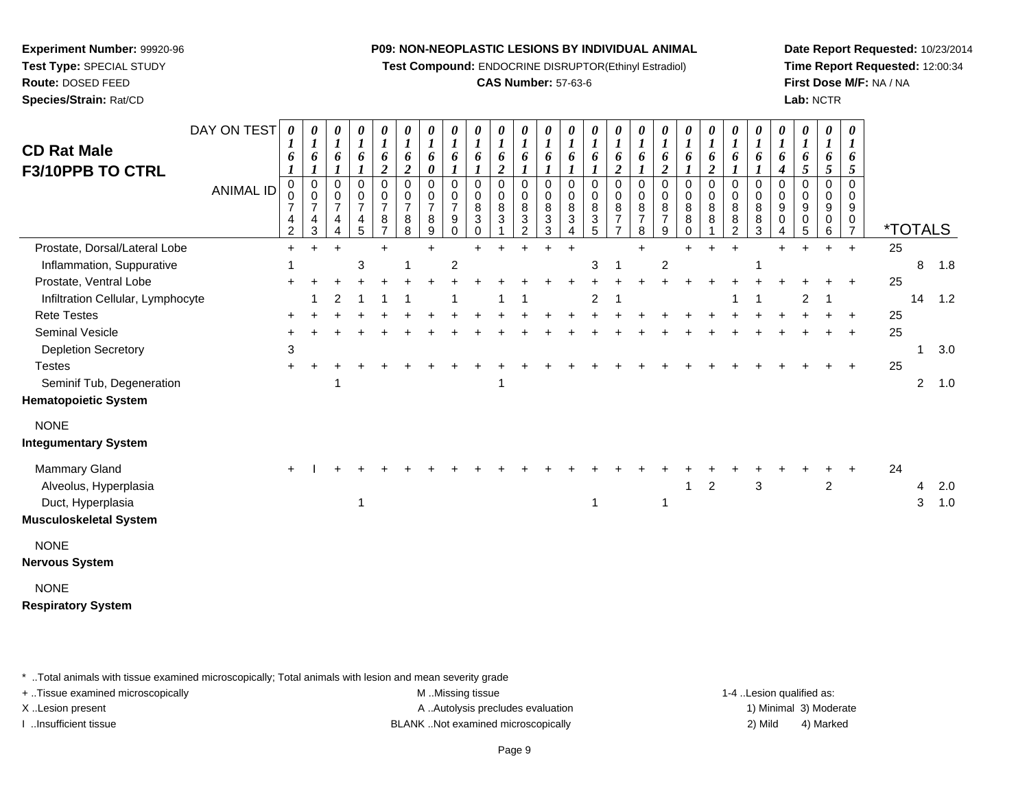**Experiment Number:** 99920-96
**Test Type:** SPECIAL STUDY
**Route:** DOSED FEED
**Species/Strain:** Rat/CD

**P09: NON-NEOPLASTIC LESIONS BY INDIVIDUAL ANIMAL**
**Test Compound:** ENDOCRINE DISRUPTOR(Ethinyl Estradiol)
**CAS Number:** 57-63-6

**Date Report Requested:** 10/23/2014
**Time Report Requested:** 12:00:34
**First Dose M/F:** NA / NA
**Lab:** NCTR

# CD Rat Male
# F3/10PPB TO CTRL

| DAY ON TEST | 0161 | 0161 | 0161 | 0161 | 0162 | 0162 | 0160 | 0161 | 0161 | 0162 | 0161 | 0161 | 0161 | 0161 | 0162 | 0161 | 0162 | 0161 | 0162 | 0161 | 0161 | 0164 | 0165 | 0165 | 0165 | | | |
|---|---|---|---|---|---|---|---|---|---|---|---|---|---|---|---|---|---|---|---|---|---|---|---|---|---|---|---|---|
| **ANIMAL ID** | 00742 | 00743 | 00744 | 00745 | 00787 | 00788 | 00789 | 00790 | 00830 | 00831 | 00832 | 00833 | 00834 | 00835 | 00877 | 00878 | 00879 | 00880 | 00881 | 00882 | 00883 | 00904 | 00905 | 00906 | 00907 | ***TOTALS** | | |
| Prostate, Dorsal/Lateral Lobe | + | + | + | | + | | + | | + | + | + | + | + | | | + | | + | + | + | | + | + | + | + | 25 | | |
| Inflammation, Suppurative | 1 | | | 3 | | 1 | | 2 | | | | | | 3 | 1 | | 2 | | | | 1 | | | | | | 8 | 1.8 |
| Prostate, Ventral Lobe | + | + | + | + | + | + | + | + | + | + | + | + | + | + | + | + | + | + | + | + | + | + | + | + | + | 25 | | |
| Infiltration Cellular, Lymphocyte | | 1 | 2 | 1 | 1 | 1 | | 1 | | 1 | 1 | | | 2 | 1 | | | | | 1 | 1 | | 2 | 1 | | | 14 | 1.2 |
| Rete Testes | + | + | + | + | + | + | + | + | + | + | + | + | + | + | + | + | + | + | + | + | + | + | + | + | + | 25 | | |
| Seminal Vesicle | + | + | + | + | + | + | + | + | + | + | + | + | + | + | + | + | + | + | + | + | + | + | + | + | + | 25 | | |
| Depletion Secretory | 3 | | | | | | | | | | | | | | | | | | | | | | | | | | 1 | 3.0 |
| Testes | + | + | + | + | + | + | + | + | + | + | + | + | + | + | + | + | + | + | + | + | + | + | + | + | + | 25 | | |
| Seminif Tub, Degeneration | | | 1 | | | | | | | 1 | | | | | | | | | | | | | | | | | 2 | 1.0 |
| **Hematopoietic System** | | | | | | | | | | | | | | | | | | | | | | | | | | | | |
| NONE | | | | | | | | | | | | | | | | | | | | | | | | | | | | |
| **Integumentary System** | | | | | | | | | | | | | | | | | | | | | | | | | | | | |
| Mammary Gland | + | I | + | + | + | + | + | + | + | + | + | + | + | + | + | + | + | + | + | + | + | + | + | + | + | 24 | | |
| Alveolus, Hyperplasia | | | | | | | | | | | | | | | | | | 1 | 2 | | 3 | | | 2 | | | 4 | 2.0 |
| Duct, Hyperplasia | | | | 1 | | | | | | | | | | 1 | | | 1 | | | | | | | | | | 3 | 1.0 |
| **Musculoskeletal System** | | | | | | | | | | | | | | | | | | | | | | | | | | | | |
| NONE | | | | | | | | | | | | | | | | | | | | | | | | | | | | |
| **Nervous System** | | | | | | | | | | | | | | | | | | | | | | | | | | | | |
| NONE | | | | | | | | | | | | | | | | | | | | | | | | | | | | |
| **Respiratory System** | | | | | | | | | | | | | | | | | | | | | | | | | | | | |

* ..Total animals with tissue examined microscopically; Total animals with lesion and mean severity grade
+ ..Tissue examined microscopically
X ..Lesion present
I ..Insufficient tissue

M ..Missing tissue
A ..Autolysis precludes evaluation
BLANK ..Not examined microscopically

1-4 ..Lesion qualified as:
1) Minimal 3) Moderate
2) Mild 4) Marked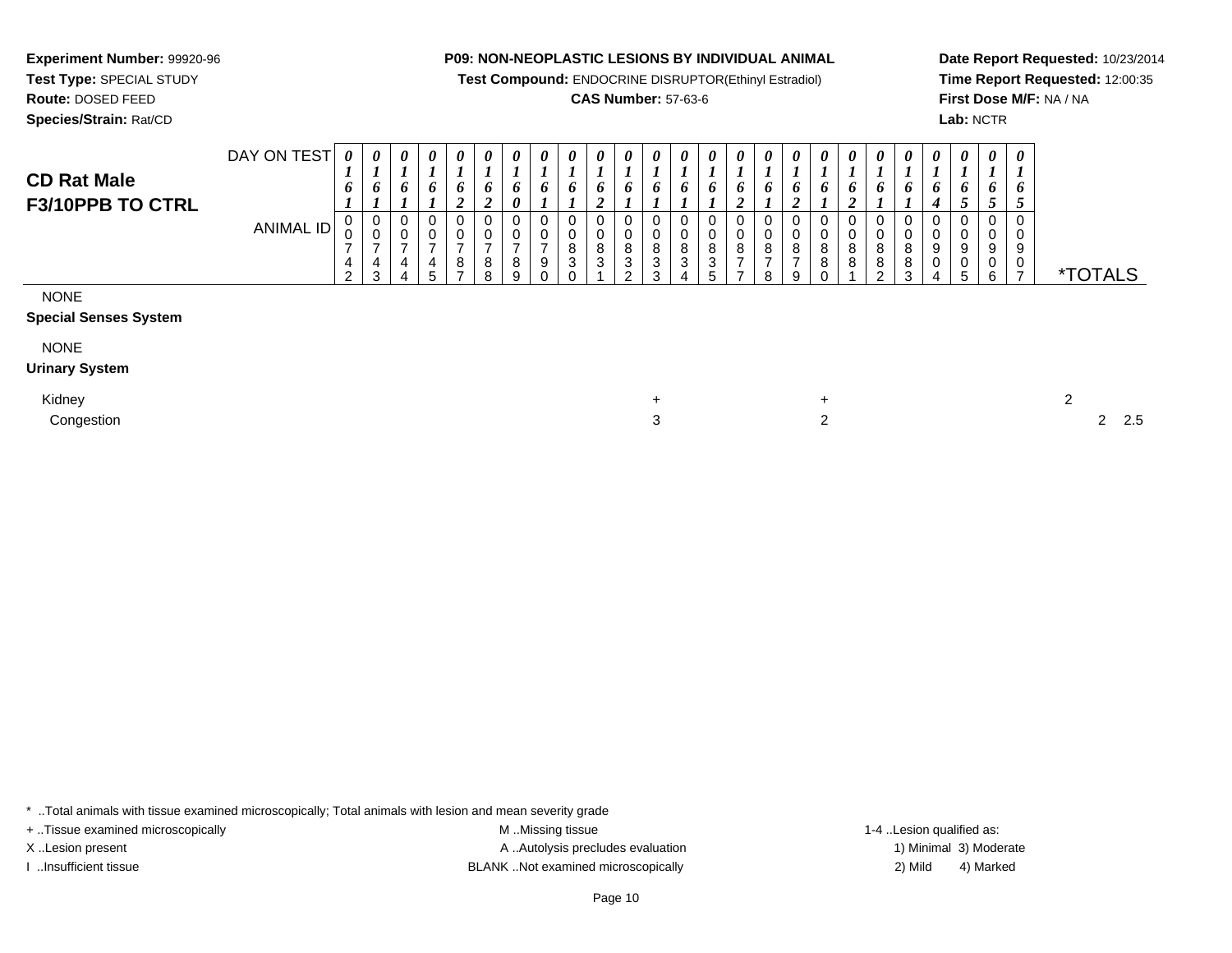**Experiment Number:** 99920-96
**Test Type:** SPECIAL STUDY
**Route:** DOSED FEED
**Species/Strain:** Rat/CD

**P09: NON-NEOPLASTIC LESIONS BY INDIVIDUAL ANIMAL**
**Test Compound:** ENDOCRINE DISRUPTOR(Ethinyl Estradiol)
**CAS Number:** 57-63-6

**Date Report Requested:** 10/23/2014
**Time Report Requested:** 12:00:35
**First Dose M/F:** NA / NA
**Lab:** NCTR

## CD Rat Male F3/10PPB TO CTRL

| DAY ON TEST | 0161 | 0161 | 0161 | 0161 | 0162 | 0162 | 0160 | 0161 | 0161 | 0162 | 0161 | 0161 | 0161 | 0161 | 0162 | 0161 | 0162 | 0161 | 0162 | 0161 | 0161 | 0164 | 0165 | 0165 | 0165 | |
|---|---|---|---|---|---|---|---|---|---|---|---|---|---|---|---|---|---|---|---|---|---|---|---|---|---|---|
| **ANIMAL ID** | 00742 | 00743 | 00744 | 00745 | 00787 | 00788 | 00789 | 00790 | 00830 | 00831 | 00832 | 00833 | 00834 | 00835 | 00877 | 00878 | 00879 | 00880 | 00881 | 00882 | 00883 | 00904 | 00905 | 00906 | 00907 | ***TOTALS** |
| NONE | | | | | | | | | | | | | | | | | | | | | | | | | | |
| **Special Senses System** | | | | | | | | | | | | | | | | | | | | | | | | | | |
| NONE | | | | | | | | | | | | | | | | | | | | | | | | | | |
| **Urinary System** | | | | | | | | | | | | | | | | | | | | | | | | | | |
| Kidney | | | | | | | | | | | | + | | | | | | + | | | | | | | | 2 |
| Congestion | | | | | | | | | | | | 3 | | | | | | 2 | | | | | | | | 2 2.5 |

\* ..Total animals with tissue examined microscopically; Total animals with lesion and mean severity grade
+ ..Tissue examined microscopically
X ..Lesion present
I ..Insufficient tissue
M ..Missing tissue
A ..Autolysis precludes evaluation
BLANK ..Not examined microscopically
1-4 ..Lesion qualified as:
1) Minimal 3) Moderate
2) Mild 4) Marked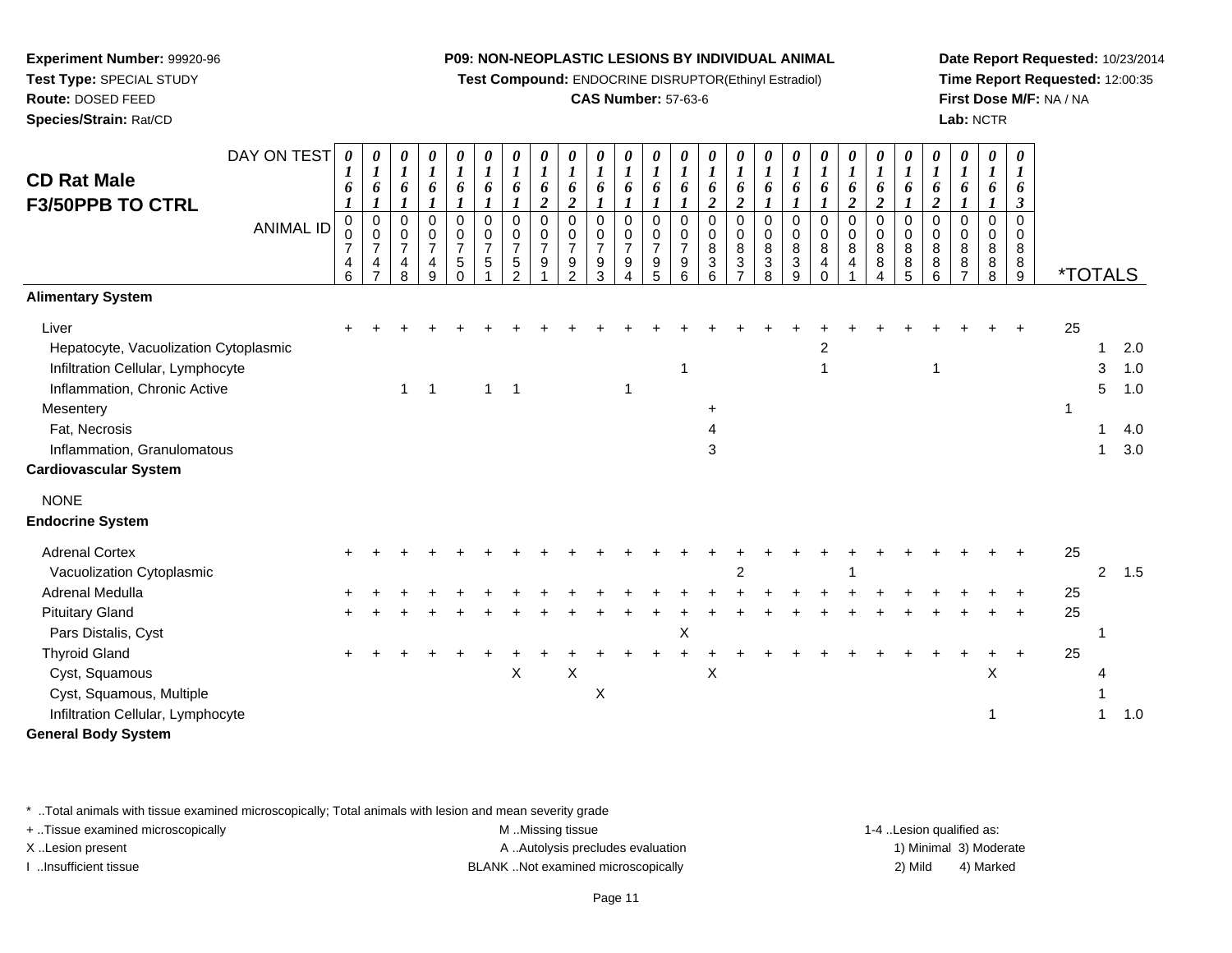**Experiment Number:** 99920-96
**Test Type:** SPECIAL STUDY
**Route:** DOSED FEED
**Species/Strain:** Rat/CD

**P09: NON-NEOPLASTIC LESIONS BY INDIVIDUAL ANIMAL**
**Test Compound:** ENDOCRINE DISRUPTOR(Ethinyl Estradiol)
**CAS Number:** 57-63-6

**Date Report Requested:** 10/23/2014
**Time Report Requested:** 12:00:35
**First Dose M/F:** NA / NA
**Lab:** NCTR

## CD Rat Male F3/50PPB TO CTRL

| DAY ON TEST | 0161 | 0161 | 0161 | 0161 | 0161 | 0161 | 0161 | 0162 | 0162 | 0161 | 0161 | 0161 | 0161 | 0162 | 0162 | 0161 | 0161 | 0161 | 0162 | 0162 | 0161 | 0162 | 0161 | 0161 | 0163 | *TOTALS | | |
|---|---|---|---|---|---|---|---|---|---|---|---|---|---|---|---|---|---|---|---|---|---|---|---|---|---|---|---|---|
| **ANIMAL ID** | 0746 | 0747 | 0748 | 0749 | 0750 | 0751 | 0752 | 0791 | 0792 | 0793 | 0794 | 0795 | 0796 | 0836 | 0837 | 0838 | 0839 | 0840 | 0841 | 0884 | 0885 | 0886 | 0887 | 0888 | 0889 | | | |
| **Alimentary System** | | | | | | | | | | | | | | | | | | | | | | | | | | | | |
| Liver | + | + | + | + | + | + | + | + | + | + | + | + | + | + | + | + | + | + | + | + | + | + | + | + | + | 25 | | |
| Hepatocyte, Vacuolization Cytoplasmic | | | | | | | | | | | | | | | | | | 2 | | | | | | | | | 1 | 2.0 |
| Infiltration Cellular, Lymphocyte | | | | | | | | | | | | | 1 | | | | | 1 | | | | 1 | | | | | 3 | 1.0 |
| Inflammation, Chronic Active | | | 1 | 1 | | 1 | 1 | | | | 1 | | | | | | | | | | | | | | | | 5 | 1.0 |
| Mesentery | | | | | | | | | | | | | | + | | | | | | | | | | | | 1 | | |
| Fat, Necrosis | | | | | | | | | | | | | | 4 | | | | | | | | | | | | | 1 | 4.0 |
| Inflammation, Granulomatous | | | | | | | | | | | | | | 3 | | | | | | | | | | | | | 1 | 3.0 |
| **Cardiovascular System** | | | | | | | | | | | | | | | | | | | | | | | | | | | | |
| NONE | | | | | | | | | | | | | | | | | | | | | | | | | | | | |
| **Endocrine System** | | | | | | | | | | | | | | | | | | | | | | | | | | | | |
| Adrenal Cortex | + | + | + | + | + | + | + | + | + | + | + | + | + | + | + | + | + | + | + | + | + | + | + | + | + | 25 | | |
| Vacuolization Cytoplasmic | | | | | | | | | | | | | | | 2 | | | | 1 | | | | | | | | 2 | 1.5 |
| Adrenal Medulla | + | + | + | + | + | + | + | + | + | + | + | + | + | + | + | + | + | + | + | + | + | + | + | + | + | 25 | | |
| Pituitary Gland | + | + | + | + | + | + | + | + | + | + | + | + | + | + | + | + | + | + | + | + | + | + | + | + | + | 25 | | |
| Pars Distalis, Cyst | | | | | | | | | | | | | X | | | | | | | | | | | | | | 1 | |
| Thyroid Gland | + | + | + | + | + | + | + | + | + | + | + | + | + | + | + | + | + | + | + | + | + | + | + | + | + | 25 | | |
| Cyst, Squamous | | | | | | | X | | X | | | | | X | | | | | | | | | | X | | | 4 | |
| Cyst, Squamous, Multiple | | | | | | | | | | X | | | | | | | | | | | | | | | | | 1 | |
| Infiltration Cellular, Lymphocyte | | | | | | | | | | | | | | | | | | | | | | | | 1 | | | 1 | 1.0 |
| **General Body System** | | | | | | | | | | | | | | | | | | | | | | | | | | | | |

\* ..Total animals with tissue examined microscopically; Total animals with lesion and mean severity grade
\+ ..Tissue examined microscopically
X ..Lesion present
I ..Insufficient tissue

M ..Missing tissue
A ..Autolysis precludes evaluation
BLANK ..Not examined microscopically

1-4 ..Lesion qualified as:
1) Minimal 3) Moderate
2) Mild 4) Marked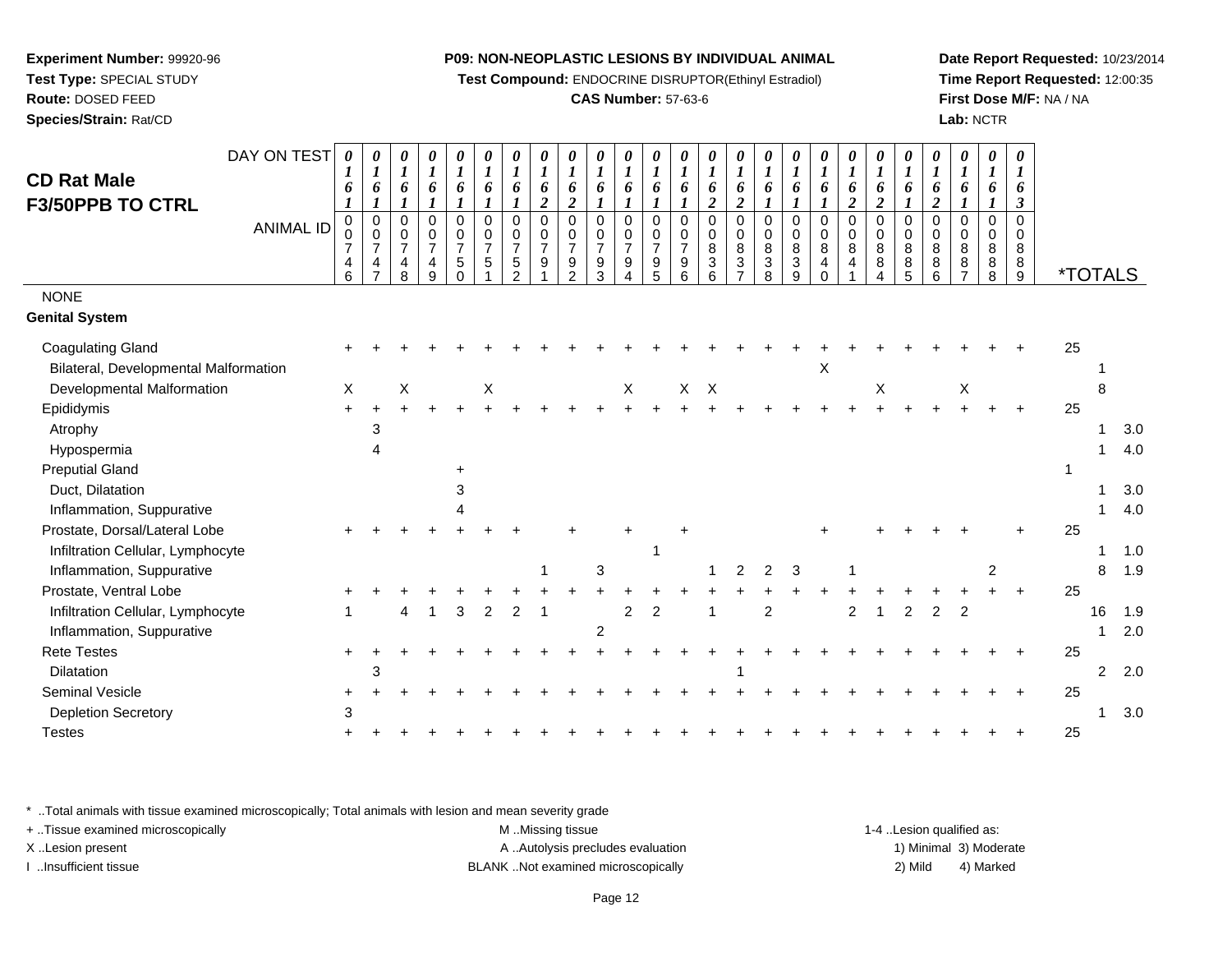**Experiment Number:** 99920-96
**Test Type:** SPECIAL STUDY
**Route:** DOSED FEED
**Species/Strain:** Rat/CD

**P09: NON-NEOPLASTIC LESIONS BY INDIVIDUAL ANIMAL**
**Test Compound:** ENDOCRINE DISRUPTOR(Ethinyl Estradiol)
**CAS Number:** 57-63-6

**Date Report Requested:** 10/23/2014
**Time Report Requested:** 12:00:35
**First Dose M/F:** NA / NA
**Lab:** NCTR

# CD Rat Male
## F3/50PPB TO CTRL

| DAY ON TEST | 0161 | 0161 | 0161 | 0161 | 0161 | 0161 | 0161 | 0162 | 0162 | 0161 | 0161 | 0161 | 0161 | 0162 | 0162 | 0161 | 0161 | 0161 | 0162 | 0162 | 0161 | 0162 | 0161 | 0161 | 0163 | | |
|---|---|---|---|---|---|---|---|---|---|---|---|---|---|---|---|---|---|---|---|---|---|---|---|---|---|---|---|
| **ANIMAL ID** | 0074 6 | 0074 7 | 0074 8 | 0074 9 | 0075 0 | 0075 1 | 0075 2 | 0079 1 | 0079 2 | 0079 3 | 0079 4 | 0079 5 | 0079 6 | 0083 6 | 0083 7 | 0083 8 | 0083 9 | 0084 0 | 0084 1 | 0088 4 | 0088 5 | 0088 6 | 0088 7 | 0088 8 | 0088 9 | ***TOTALS** | |
| NONE | | | | | | | | | | | | | | | | | | | | | | | | | | | |
| **Genital System** | | | | | | | | | | | | | | | | | | | | | | | | | | | |
| Coagulating Gland | + | + | + | + | + | + | + | + | + | + | + | + | + | + | + | + | + | + | + | + | + | + | + | + | + | 25 | |
| Bilateral, Developmental Malformation | | | | | | | | | | | | | | | | | | X | | | | | | | | 1 | |
| Developmental Malformation | X | | X | | | X | | | | | X | | X | X | | | | | | X | | | X | | | 8 | |
| Epididymis | + | + | + | + | + | + | + | + | + | + | + | + | + | + | + | + | + | + | + | + | + | + | + | + | + | 25 | |
| Atrophy | | 3 | | | | | | | | | | | | | | | | | | | | | | | | 1 | 3.0 |
| Hypospermia | | 4 | | | | | | | | | | | | | | | | | | | | | | | | 1 | 4.0 |
| Preputial Gland | | | | | + | | | | | | | | | | | | | | | | | | | | | 1 | |
| Duct, Dilatation | | | | | 3 | | | | | | | | | | | | | | | | | | | | | 1 | 3.0 |
| Inflammation, Suppurative | | | | | 4 | | | | | | | | | | | | | | | | | | | | | 1 | 4.0 |
| Prostate, Dorsal/Lateral Lobe | + | + | + | + | + | + | + | | + | | + | | + | | | | | + | | + | + | + | + | | + | 25 | |
| Infiltration Cellular, Lymphocyte | | | | | | | | | | | | 1 | | | | | | | | | | | | | | 1 | 1.0 |
| Inflammation, Suppurative | | | | | | | | 1 | | 3 | | | | 1 | 2 | 2 | 3 | | 1 | | | | | 2 | | 8 | 1.9 |
| Prostate, Ventral Lobe | + | + | + | + | + | + | + | + | + | + | + | + | + | + | + | + | + | + | + | + | + | + | + | + | + | 25 | |
| Infiltration Cellular, Lymphocyte | 1 | | 4 | 1 | 3 | 2 | 2 | 1 | | | 2 | 2 | | 1 | | 2 | | | 2 | 1 | 2 | 2 | 2 | | | 16 | 1.9 |
| Inflammation, Suppurative | | | | | | | | | | 2 | | | | | | | | | | | | | | | | 1 | 2.0 |
| Rete Testes | + | + | + | + | + | + | + | + | + | + | + | + | + | + | + | + | + | + | + | + | + | + | + | + | + | 25 | |
| Dilatation | | 3 | | | | | | | | | | | | | 1 | | | | | | | | | | | 2 | 2.0 |
| Seminal Vesicle | + | + | + | + | + | + | + | + | + | + | + | + | + | + | + | + | + | + | + | + | + | + | + | + | + | 25 | |
| Depletion Secretory | 3 | | | | | | | | | | | | | | | | | | | | | | | | | 1 | 3.0 |
| Testes | + | + | + | + | + | + | + | + | + | + | + | + | + | + | + | + | + | + | + | + | + | + | + | + | + | 25 | |

* ..Total animals with tissue examined microscopically; Total animals with lesion and mean severity grade
+ ..Tissue examined microscopically
X ..Lesion present
I ..Insufficient tissue

M ..Missing tissue
A ..Autolysis precludes evaluation
BLANK ..Not examined microscopically

1-4 ..Lesion qualified as:
1) Minimal 3) Moderate
2) Mild 4) Marked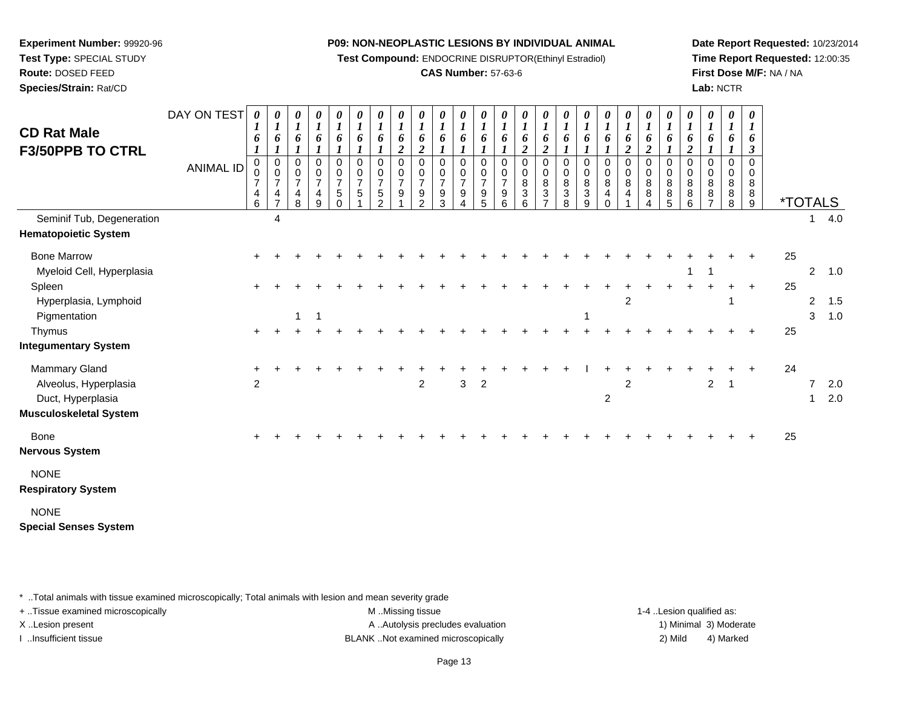**Experiment Number:** 99920-96
**Test Type:** SPECIAL STUDY
**Route:** DOSED FEED
**Species/Strain:** Rat/CD

**P09: NON-NEOPLASTIC LESIONS BY INDIVIDUAL ANIMAL**
**Test Compound:** ENDOCRINE DISRUPTOR(Ethinyl Estradiol)
**CAS Number:** 57-63-6

**Date Report Requested:** 10/23/2014
**Time Report Requested:** 12:00:35
**First Dose M/F:** NA / NA
**Lab:** NCTR

# CD Rat Male
## F3/50PPB TO CTRL

| DAY ON TEST | 0161 | 0161 | 0161 | 0161 | 0161 | 0161 | 0161 | 0162 | 0162 | 0161 | 0161 | 0161 | 0161 | 0162 | 0162 | 0161 | 0161 | 0161 | 0162 | 0162 | 0161 | 0162 | 0161 | 0161 | 0163 | | | |
|---|---|---|---|---|---|---|---|---|---|---|---|---|---|---|---|---|---|---|---|---|---|---|---|---|---|---|---|---|
| **ANIMAL ID** | 00746 | 00747 | 00748 | 00749 | 00750 | 00751 | 00752 | 00791 | 00792 | 00793 | 00794 | 00795 | 00796 | 00836 | 00837 | 00838 | 00839 | 00840 | 00841 | 00884 | 00885 | 00886 | 00887 | 00888 | 00889 | ***TOTALS** | | |
| Seminif Tub, Degeneration | | 4 | | | | | | | | | | | | | | | | | | | | | | | | | 1 | 4.0 |
| **Hematopoietic System** | | | | | | | | | | | | | | | | | | | | | | | | | | | | |
| Bone Marrow | + | + | + | + | + | + | + | + | + | + | + | + | + | + | + | + | + | + | + | + | + | + | + | + | + | 25 | | |
| Myeloid Cell, Hyperplasia | | | | | | | | | | | | | | | | | | | | | | 1 | 1 | | | | 2 | 1.0 |
| Spleen | + | + | + | + | + | + | + | + | + | + | + | + | + | + | + | + | + | + | + | + | + | + | + | + | + | 25 | | |
| Hyperplasia, Lymphoid | | | | | | | | | | | | | | | | | | | 2 | | | | | 1 | | | 2 | 1.5 |
| Pigmentation | | | 1 | 1 | | | | | | | | | | | | | 1 | | | | | | | | | | 3 | 1.0 |
| Thymus | + | + | + | + | + | + | + | + | + | + | + | + | + | + | + | + | + | + | + | + | + | + | + | + | + | 25 | | |
| **Integumentary System** | | | | | | | | | | | | | | | | | | | | | | | | | | | | |
| Mammary Gland | + | + | + | + | + | + | + | + | + | + | + | + | + | + | + | + | I | + | + | + | + | + | + | + | + | 24 | | |
| Alveolus, Hyperplasia | 2 | | | | | | | | 2 | | 3 | 2 | | | | | | | 2 | | | | 2 | 1 | | | 7 | 2.0 |
| Duct, Hyperplasia | | | | | | | | | | | | | | | | | | 2 | | | | | | | | | 1 | 2.0 |
| **Musculoskeletal System** | | | | | | | | | | | | | | | | | | | | | | | | | | | | |
| Bone | + | + | + | + | + | + | + | + | + | + | + | + | + | + | + | + | + | + | + | + | + | + | + | + | + | 25 | | |
| **Nervous System** | | | | | | | | | | | | | | | | | | | | | | | | | | | | |
| NONE | | | | | | | | | | | | | | | | | | | | | | | | | | | | |
| **Respiratory System** | | | | | | | | | | | | | | | | | | | | | | | | | | | | |
| NONE | | | | | | | | | | | | | | | | | | | | | | | | | | | | |
| **Special Senses System** | | | | | | | | | | | | | | | | | | | | | | | | | | | | |

\* ..Total animals with tissue examined microscopically; Total animals with lesion and mean severity grade
\+ ..Tissue examined microscopically
X ..Lesion present
I ..Insufficient tissue

M ..Missing tissue
A ..Autolysis precludes evaluation
BLANK ..Not examined microscopically

1-4 ..Lesion qualified as:
1) Minimal 3) Moderate
2) Mild 4) Marked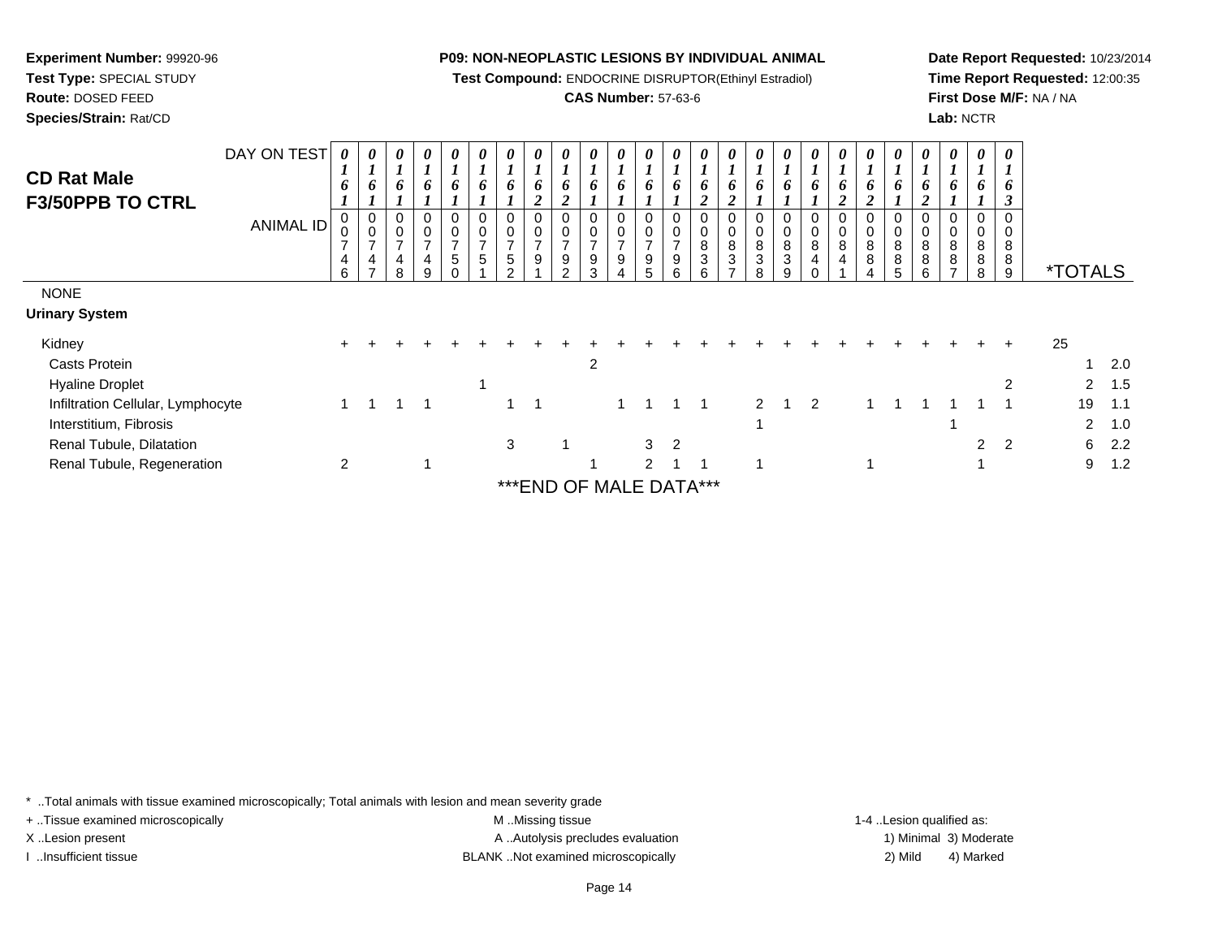**Experiment Number:** 99920-96
**Test Type:** SPECIAL STUDY
**Route:** DOSED FEED
**Species/Strain:** Rat/CD

**P09: NON-NEOPLASTIC LESIONS BY INDIVIDUAL ANIMAL**
**Test Compound:** ENDOCRINE DISRUPTOR(Ethinyl Estradiol)
**CAS Number:** 57-63-6

**Date Report Requested:** 10/23/2014
**Time Report Requested:** 12:00:35
**First Dose M/F:** NA / NA
**Lab:** NCTR

## CD Rat Male
## F3/50PPB TO CTRL

| DAY ON TEST | 0161 | 0161 | 0161 | 0161 | 0161 | 0161 | 0161 | 0162 | 0162 | 0161 | 0161 | 0161 | 0161 | 0162 | 0162 | 0161 | 0161 | 0161 | 0162 | 0162 | 0161 | 0162 | 0161 | 0161 | 0163 | | |
|---|---|---|---|---|---|---|---|---|---|---|---|---|---|---|---|---|---|---|---|---|---|---|---|---|---|---|---|
| **ANIMAL ID** | 00746 | 00747 | 00748 | 00749 | 00750 | 00751 | 00752 | 00791 | 00792 | 00793 | 00794 | 00795 | 00796 | 00836 | 00837 | 00838 | 00839 | 00840 | 00841 | 00884 | 00885 | 00886 | 00887 | 00888 | 00889 | ***TOTALS** | |
| NONE | | | | | | | | | | | | | | | | | | | | | | | | | | | |
| **Urinary System** | | | | | | | | | | | | | | | | | | | | | | | | | | | |
| Kidney | + | + | + | + | + | + | + | + | + | + | + | + | + | + | + | + | + | + | + | + | + | + | + | + | + | 25 | |
| Casts Protein | | | | | | | | | | 2 | | | | | | | | | | | | | | | | 1 | 2.0 |
| Hyaline Droplet | | | | | | 1 | | | | | | | | | | | | | | | | | | | 2 | 2 | 1.5 |
| Infiltration Cellular, Lymphocyte | 1 | 1 | 1 | 1 | | | 1 | 1 | | | 1 | 1 | 1 | 1 | | 2 | 1 | 2 | | 1 | 1 | 1 | 1 | 1 | 1 | 19 | 1.1 |
| Interstitium, Fibrosis | | | | | | | | | | | | | | | | 1 | | | | | | | 1 | | | 2 | 1.0 |
| Renal Tubule, Dilatation | | | | | | | 3 | | 1 | | | 3 | 2 | | | | | | | | | | | 2 | 2 | 6 | 2.2 |
| Renal Tubule, Regeneration | 2 | | | 1 | | | | | | 1 | | 2 | 1 | 1 | | 1 | | | | 1 | | | | 1 | | 9 | 1.2 |

***END OF MALE DATA***

* ..Total animals with tissue examined microscopically; Total animals with lesion and mean severity grade
+ ..Tissue examined microscopically
X ..Lesion present
I ..Insufficient tissue

M ..Missing tissue
A ..Autolysis precludes evaluation
BLANK ..Not examined microscopically

1-4 ..Lesion qualified as:
1) Minimal 3) Moderate
2) Mild 4) Marked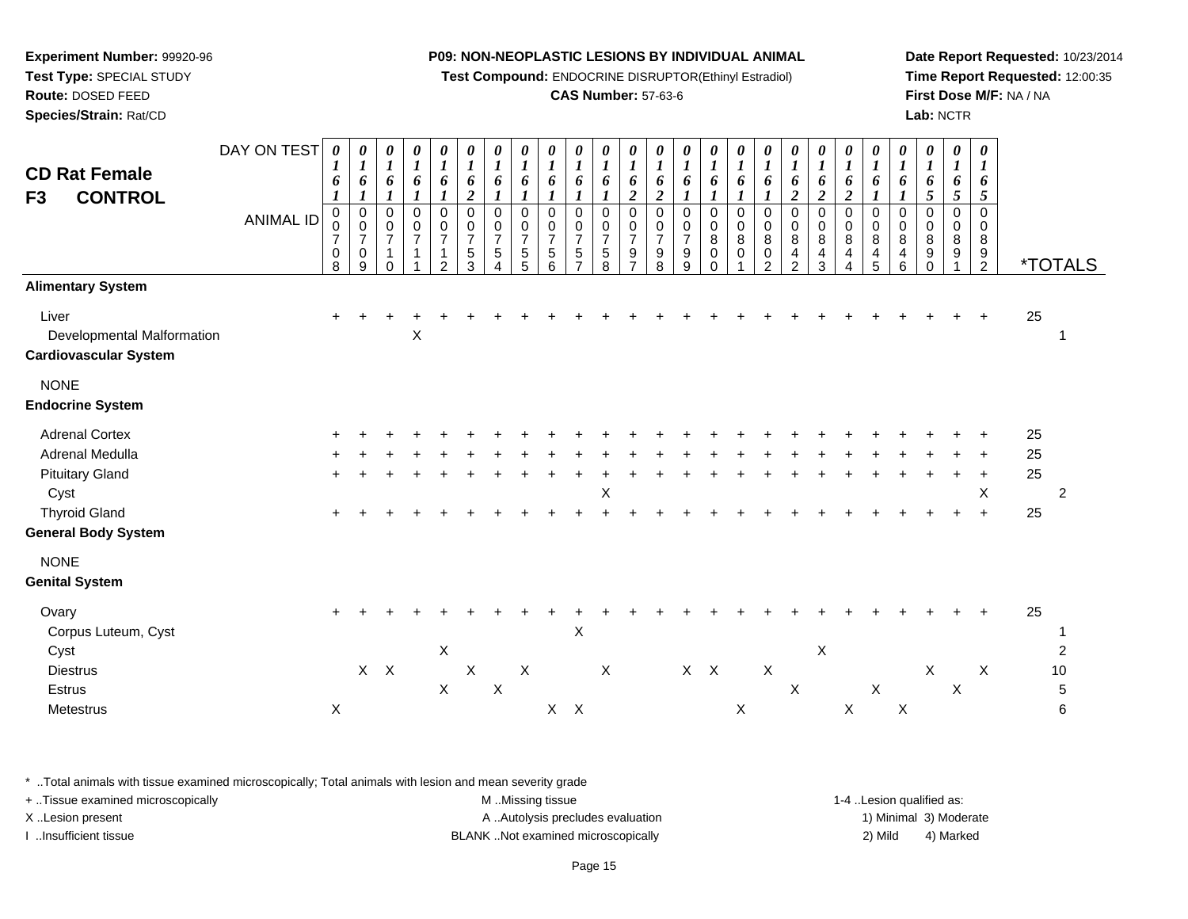**Experiment Number:** 99920-96
**Test Type:** SPECIAL STUDY
**Route:** DOSED FEED
**Species/Strain:** Rat/CD

**P09: NON-NEOPLASTIC LESIONS BY INDIVIDUAL ANIMAL**
**Test Compound:** ENDOCRINE DISRUPTOR(Ethinyl Estradiol)
**CAS Number:** 57-63-6

**Date Report Requested:** 10/23/2014
**Time Report Requested:** 12:00:35
**First Dose M/F:** NA / NA
**Lab:** NCTR

## CD Rat Female F3 CONTROL

| DAY ON TEST | 0161 | 0161 | 0161 | 0161 | 0161 | 0162 | 0161 | 0161 | 0161 | 0161 | 0161 | 0162 | 0162 | 0161 | 0161 | 0161 | 0161 | 0162 | 0162 | 0162 | 0161 | 0161 | 0165 | 0165 | 0165 | |
|---|---|---|---|---|---|---|---|---|---|---|---|---|---|---|---|---|---|---|---|---|---|---|---|---|---|---|
| **ANIMAL ID** | 00708 | 00709 | 00710 | 00711 | 00712 | 00753 | 00754 | 00755 | 00756 | 00757 | 00758 | 00797 | 00798 | 00799 | 00800 | 00801 | 00802 | 00842 | 00843 | 00844 | 00845 | 00846 | 00890 | 00891 | 00892 | ***TOTALS** |
| **Alimentary System** | | | | | | | | | | | | | | | | | | | | | | | | | | |
| Liver | + | + | + | + | + | + | + | + | + | + | + | + | + | + | + | + | + | + | + | + | + | + | + | + | + | 25 |
| Developmental Malformation | | | | X | | | | | | | | | | | | | | | | | | | | | | 1 |
| **Cardiovascular System** | | | | | | | | | | | | | | | | | | | | | | | | | | |
| NONE | | | | | | | | | | | | | | | | | | | | | | | | | | |
| **Endocrine System** | | | | | | | | | | | | | | | | | | | | | | | | | | |
| Adrenal Cortex | + | + | + | + | + | + | + | + | + | + | + | + | + | + | + | + | + | + | + | + | + | + | + | + | + | 25 |
| Adrenal Medulla | + | + | + | + | + | + | + | + | + | + | + | + | + | + | + | + | + | + | + | + | + | + | + | + | + | 25 |
| Pituitary Gland | + | + | + | + | + | + | + | + | + | + | + | + | + | + | + | + | + | + | + | + | + | + | + | + | + | 25 |
| Cyst | | | | | | | | | | | X | | | | | | | | | | | | | | X | 2 |
| Thyroid Gland | + | + | + | + | + | + | + | + | + | + | + | + | + | + | + | + | + | + | + | + | + | + | + | + | + | 25 |
| **General Body System** | | | | | | | | | | | | | | | | | | | | | | | | | | |
| NONE | | | | | | | | | | | | | | | | | | | | | | | | | | |
| **Genital System** | | | | | | | | | | | | | | | | | | | | | | | | | | |
| Ovary | + | + | + | + | + | + | + | + | + | + | + | + | + | + | + | + | + | + | + | + | + | + | + | + | + | 25 |
| Corpus Luteum, Cyst | | | | | | | | | | X | | | | | | | | | | | | | | | | 1 |
| Cyst | | | | | X | | | | | | | | | | | | | | X | | | | | | | 2 |
| Diestrus | | X | X | | | X | | X | | | X | | | X | X | | X | | | | | | X | | X | 10 |
| Estrus | | | | | X | | X | | | | | | | | | | | X | | | X | | | X | | 5 |
| Metestrus | X | | | | | | | | X | X | | | | | | X | | | | X | | X | | | | 6 |

* ..Total animals with tissue examined microscopically; Total animals with lesion and mean severity grade
+ ..Tissue examined microscopically
X ..Lesion present
I ..Insufficient tissue

M ..Missing tissue
A ..Autolysis precludes evaluation
BLANK ..Not examined microscopically

1-4 ..Lesion qualified as:
1) Minimal 3) Moderate
2) Mild 4) Marked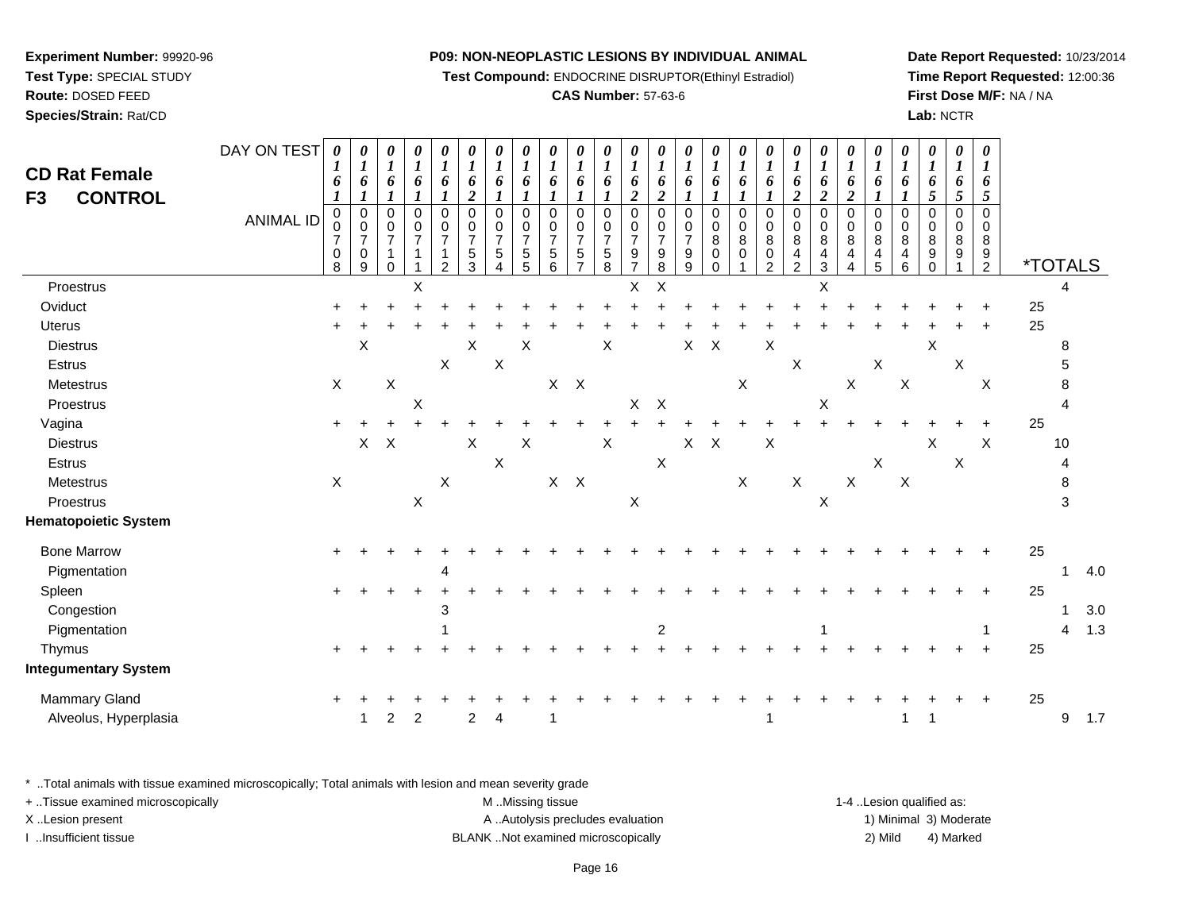**Experiment Number:** 99920-96
**Test Type:** SPECIAL STUDY
**Route:** DOSED FEED
**Species/Strain:** Rat/CD

**P09: NON-NEOPLASTIC LESIONS BY INDIVIDUAL ANIMAL**
**Test Compound:** ENDOCRINE DISRUPTOR(Ethinyl Estradiol)
**CAS Number:** 57-63-6

**Date Report Requested:** 10/23/2014
**Time Report Requested:** 12:00:36
**First Dose M/F:** NA / NA
**Lab:** NCTR

**CD Rat Female**
**F3 CONTROL**

| DAY ON TEST | 0161 | 0161 | 0161 | 0161 | 0161 | 0162 | 0161 | 0161 | 0161 | 0161 | 0161 | 0162 | 0162 | 0161 | 0161 | 0161 | 0161 | 0162 | 0162 | 0162 | 0161 | 0161 | 0165 | 0165 | 0165 | | | |
|---|---|---|---|---|---|---|---|---|---|---|---|---|---|---|---|---|---|---|---|---|---|---|---|---|---|---|---|---|
| **ANIMAL ID** | 00708 | 00709 | 00710 | 00711 | 00712 | 00753 | 00754 | 00755 | 00756 | 00757 | 00758 | 00797 | 00798 | 00799 | 00800 | 00801 | 00802 | 00842 | 00843 | 00844 | 00845 | 00846 | 00890 | 00891 | 00892 | ***TOTALS** | | |
| Proestrus | | | | X | | | | | | | | X | X | | | | | | X | | | | | | | | 4 | |
| Oviduct | + | + | + | + | + | + | + | + | + | + | + | + | + | + | + | + | + | + | + | + | + | + | + | + | + | 25 | | |
| Uterus | + | + | + | + | + | + | + | + | + | + | + | + | + | + | + | + | + | + | + | + | + | + | + | + | + | 25 | | |
| Diestrus | | X | | | | X | | X | | | X | | | X | X | | X | | | | | | X | | | | 8 | |
| Estrus | | | | | X | | X | | | | | | | | | | | X | | | X | | | X | | | 5 | |
| Metestrus | X | | X | | | | | | X | X | | | | | | X | | | | X | | X | | | X | | 8 | |
| Proestrus | | | | X | | | | | | | | X | X | | | | | | X | | | | | | | | 4 | |
| Vagina | + | + | + | + | + | + | + | + | + | + | + | + | + | + | + | + | + | + | + | + | + | + | + | + | + | 25 | | |
| Diestrus | | X | X | | | X | | X | | | X | | | X | X | | X | | | | | | X | | X | | 10 | |
| Estrus | | | | | | | X | | | | | | X | | | | | | | | X | | | X | | | 4 | |
| Metestrus | X | | | | X | | | | X | X | | | | | | X | | X | | X | | X | | | | | 8 | |
| Proestrus | | | | X | | | | | | | | X | | | | | | | X | | | | | | | | 3 | |
| **Hematopoietic System** | | | | | | | | | | | | | | | | | | | | | | | | | | | | |
| Bone Marrow | + | + | + | + | + | + | + | + | + | + | + | + | + | + | + | + | + | + | + | + | + | + | + | + | + | 25 | | |
| Pigmentation | | | | | 4 | | | | | | | | | | | | | | | | | | | | | | 1 | 4.0 |
| Spleen | + | + | + | + | + | + | + | + | + | + | + | + | + | + | + | + | + | + | + | + | + | + | + | + | + | 25 | | |
| Congestion | | | | | 3 | | | | | | | | | | | | | | | | | | | | | | 1 | 3.0 |
| Pigmentation | | | | | 1 | | | | | | | | 2 | | | | | | 1 | | | | | | 1 | | 4 | 1.3 |
| Thymus | + | + | + | + | + | + | + | + | + | + | + | + | + | + | + | + | + | + | + | + | + | + | + | + | + | 25 | | |
| **Integumentary System** | | | | | | | | | | | | | | | | | | | | | | | | | | | | |
| Mammary Gland | + | + | + | + | + | + | + | + | + | + | + | + | + | + | + | + | + | + | + | + | + | + | + | + | + | 25 | | |
| Alveolus, Hyperplasia | | 1 | 2 | 2 | | 2 | 4 | | 1 | | | | | | | | 1 | | | | | 1 | 1 | | | | 9 | 1.7 |

\* ..Total animals with tissue examined microscopically; Total animals with lesion and mean severity grade
\+ ..Tissue examined microscopically
X ..Lesion present
I ..Insufficient tissue

M ..Missing tissue
A ..Autolysis precludes evaluation
BLANK ..Not examined microscopically

1-4 ..Lesion qualified as:
1) Minimal 3) Moderate
2) Mild 4) Marked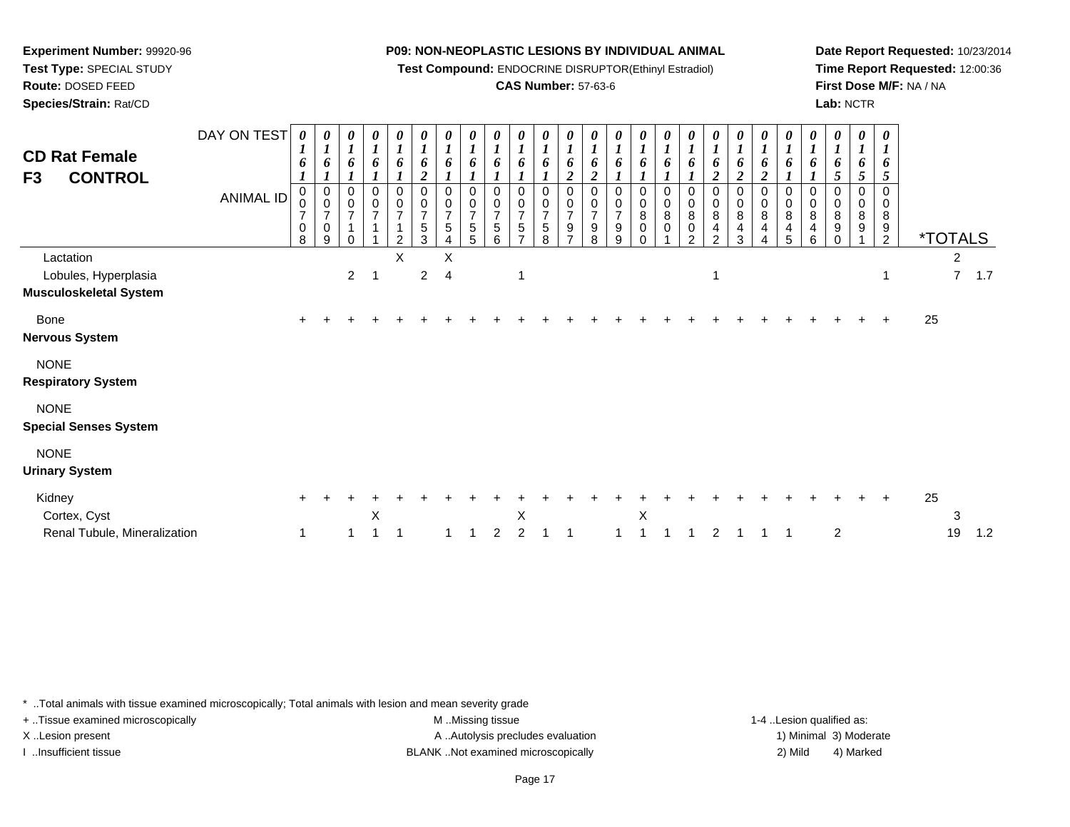**Experiment Number:** 99920-96
**Test Type:** SPECIAL STUDY
**Route:** DOSED FEED
**Species/Strain:** Rat/CD

**P09: NON-NEOPLASTIC LESIONS BY INDIVIDUAL ANIMAL**
**Test Compound:** ENDOCRINE DISRUPTOR(Ethinyl Estradiol)
**CAS Number:** 57-63-6

**Date Report Requested:** 10/23/2014
**Time Report Requested:** 12:00:36
**First Dose M/F:** NA / NA
**Lab:** NCTR

## CD Rat Female F3 CONTROL

| DAY ON TEST | 0161 | 0161 | 0161 | 0161 | 0161 | 0162 | 0161 | 0161 | 0161 | 0161 | 0161 | 0162 | 0162 | 0161 | 0161 | 0161 | 0161 | 0162 | 0162 | 0162 | 0161 | 0161 | 0165 | 0165 | 0165 | | |
|---|---|---|---|---|---|---|---|---|---|---|---|---|---|---|---|---|---|---|---|---|---|---|---|---|---|---|---|
| **ANIMAL ID** | 00708 | 00709 | 00710 | 00711 | 00712 | 00753 | 00754 | 00755 | 00756 | 00757 | 00758 | 00797 | 00798 | 00799 | 00800 | 00801 | 00802 | 00842 | 00843 | 00844 | 00845 | 00846 | 00890 | 00891 | 00892 | ***TOTALS** | |
| Lactation | | | | | X | | X | | | | | | | | | | | | | | | | | | | 2 | |
| Lobules, Hyperplasia | | | 2 | 1 | | 2 | 4 | | | 1 | | | | | | | | 1 | | | | | | | 1 | 7 | 1.7 |
| **Musculoskeletal System** | | | | | | | | | | | | | | | | | | | | | | | | | | | |
| Bone | + | + | + | + | + | + | + | + | + | + | + | + | + | + | + | + | + | + | + | + | + | + | + | + | + | 25 | |
| **Nervous System** | | | | | | | | | | | | | | | | | | | | | | | | | | | |
| NONE | | | | | | | | | | | | | | | | | | | | | | | | | | | |
| **Respiratory System** | | | | | | | | | | | | | | | | | | | | | | | | | | | |
| NONE | | | | | | | | | | | | | | | | | | | | | | | | | | | |
| **Special Senses System** | | | | | | | | | | | | | | | | | | | | | | | | | | | |
| NONE | | | | | | | | | | | | | | | | | | | | | | | | | | | |
| **Urinary System** | | | | | | | | | | | | | | | | | | | | | | | | | | | |
| Kidney | + | + | + | + | + | + | + | + | + | + | + | + | + | + | + | + | + | + | + | + | + | + | + | + | + | 25 | |
| Cortex, Cyst | | | | X | | | | | | X | | | | | X | | | | | | | | | | | 3 | |
| Renal Tubule, Mineralization | 1 | | 1 | 1 | 1 | | 1 | 1 | 2 | 2 | 1 | 1 | | 1 | 1 | 1 | 1 | 2 | 1 | 1 | 1 | | 2 | | | 19 | 1.2 |

* ..Total animals with tissue examined microscopically; Total animals with lesion and mean severity grade
+ ..Tissue examined microscopically
X ..Lesion present
I ..Insufficient tissue
M ..Missing tissue
A ..Autolysis precludes evaluation
BLANK ..Not examined microscopically
1-4 ..Lesion qualified as:
1) Minimal 3) Moderate
2) Mild 4) Marked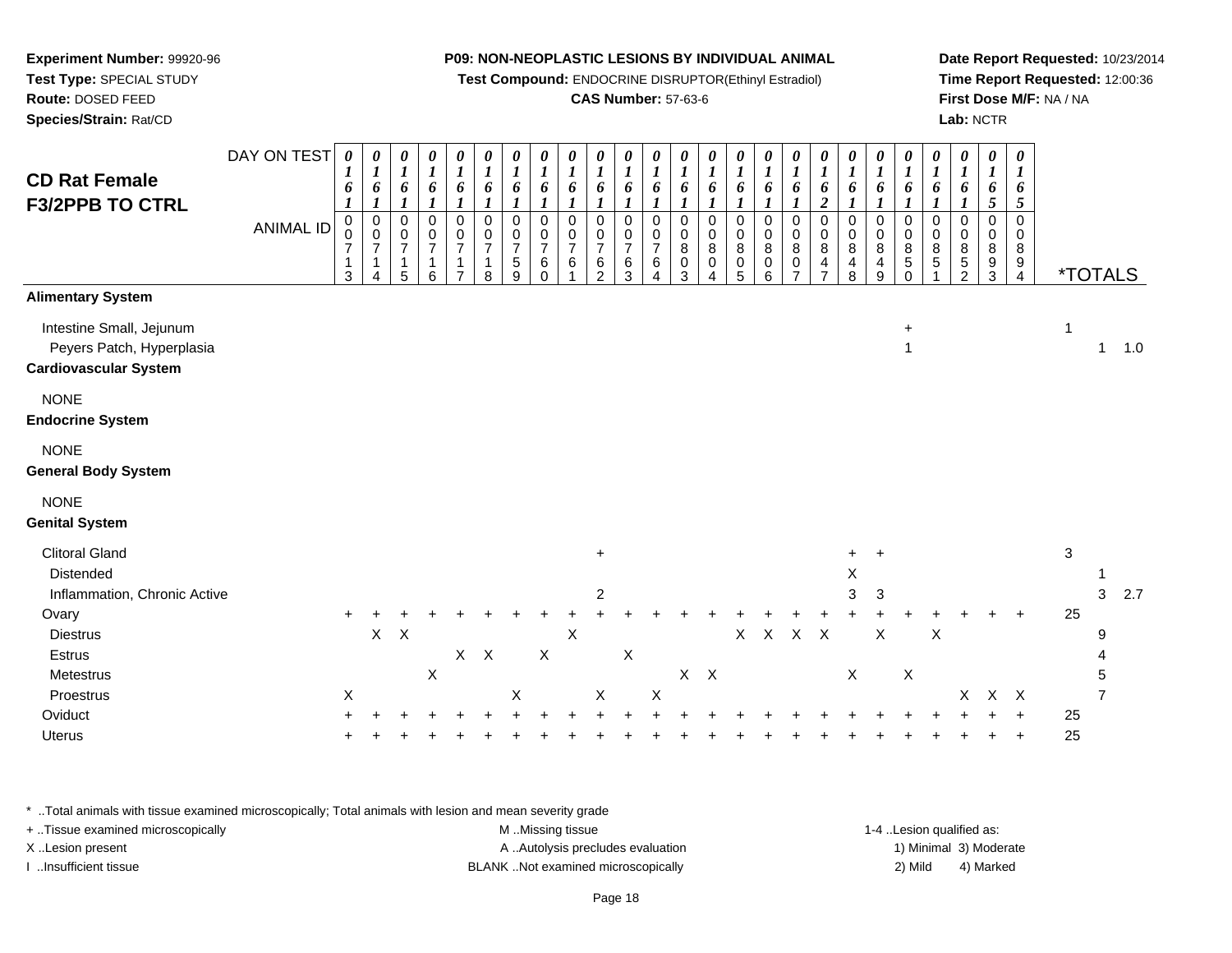**Experiment Number:** 99920-96
**Test Type:** SPECIAL STUDY
**Route:** DOSED FEED
**Species/Strain:** Rat/CD

**P09: NON-NEOPLASTIC LESIONS BY INDIVIDUAL ANIMAL**
**Test Compound:** ENDOCRINE DISRUPTOR(Ethinyl Estradiol)
**CAS Number:** 57-63-6

**Date Report Requested:** 10/23/2014
**Time Report Requested:** 12:00:36
**First Dose M/F:** NA / NA
**Lab:** NCTR

## CD Rat Female F3/2PPB TO CTRL

| DAY ON TEST | 0161 | 0161 | 0161 | 0161 | 0161 | 0161 | 0161 | 0161 | 0161 | 0161 | 0161 | 0161 | 0161 | 0161 | 0161 | 0161 | 0161 | 0162 | 0161 | 0161 | 0161 | 0161 | 0161 | 0165 | 0165 | *TOTALS | | |
|---|---|---|---|---|---|---|---|---|---|---|---|---|---|---|---|---|---|---|---|---|---|---|---|---|---|---|---|---|
| **ANIMAL ID** | 00713 | 00714 | 00715 | 00716 | 00717 | 00718 | 00759 | 00760 | 00761 | 00762 | 00763 | 00764 | 00803 | 00804 | 00805 | 00806 | 00807 | 00847 | 00848 | 00849 | 00850 | 00851 | 00852 | 00893 | 00894 | | | |
| **Alimentary System** | | | | | | | | | | | | | | | | | | | | | | | | | | | | |
| Intestine Small, Jejunum | | | | | | | | | | | | | | | | | | | | | + | | | | | 1 | | |
| Peyers Patch, Hyperplasia | | | | | | | | | | | | | | | | | | | | | 1 | | | | | | 1 | 1.0 |
| **Cardiovascular System** | | | | | | | | | | | | | | | | | | | | | | | | | | | | |
| NONE | | | | | | | | | | | | | | | | | | | | | | | | | | | | |
| **Endocrine System** | | | | | | | | | | | | | | | | | | | | | | | | | | | | |
| NONE | | | | | | | | | | | | | | | | | | | | | | | | | | | | |
| **General Body System** | | | | | | | | | | | | | | | | | | | | | | | | | | | | |
| NONE | | | | | | | | | | | | | | | | | | | | | | | | | | | | |
| **Genital System** | | | | | | | | | | | | | | | | | | | | | | | | | | | | |
| Clitoral Gland | | | | | | | | | | + | | | | | | | | | + | + | | | | | | 3 | | |
| Distended | | | | | | | | | | | | | | | | | | | X | | | | | | | | 1 | |
| Inflammation, Chronic Active | | | | | | | | | | 2 | | | | | | | | | 3 | 3 | | | | | | | 3 | 2.7 |
| Ovary | + | + | + | + | + | + | + | + | + | + | + | + | + | + | + | + | + | + | + | + | + | + | + | + | + | 25 | | |
| Diestrus | | X | X | | | | | | X | | | | | | X | X | X | X | | X | | X | | | | | 9 | |
| Estrus | | | | | X | X | | X | | | X | | | | | | | | | | | | | | | | 4 | |
| Metestrus | | | | X | | | | | | | | | X | X | | | | | X | | X | | | | | | 5 | |
| Proestrus | X | | | | | | X | | | X | | X | | | | | | | | | | | X | X | X | | 7 | |
| Oviduct | + | + | + | + | + | + | + | + | + | + | + | + | + | + | + | + | + | + | + | + | + | + | + | + | + | 25 | | |
| Uterus | + | + | + | + | + | + | + | + | + | + | + | + | + | + | + | + | + | + | + | + | + | + | + | + | + | 25 | | |

* ..Total animals with tissue examined microscopically; Total animals with lesion and mean severity grade
+ ..Tissue examined microscopically
X ..Lesion present
I ..Insufficient tissue

M ..Missing tissue
A ..Autolysis precludes evaluation
BLANK ..Not examined microscopically

1-4 ..Lesion qualified as:
1) Minimal 3) Moderate
2) Mild 4) Marked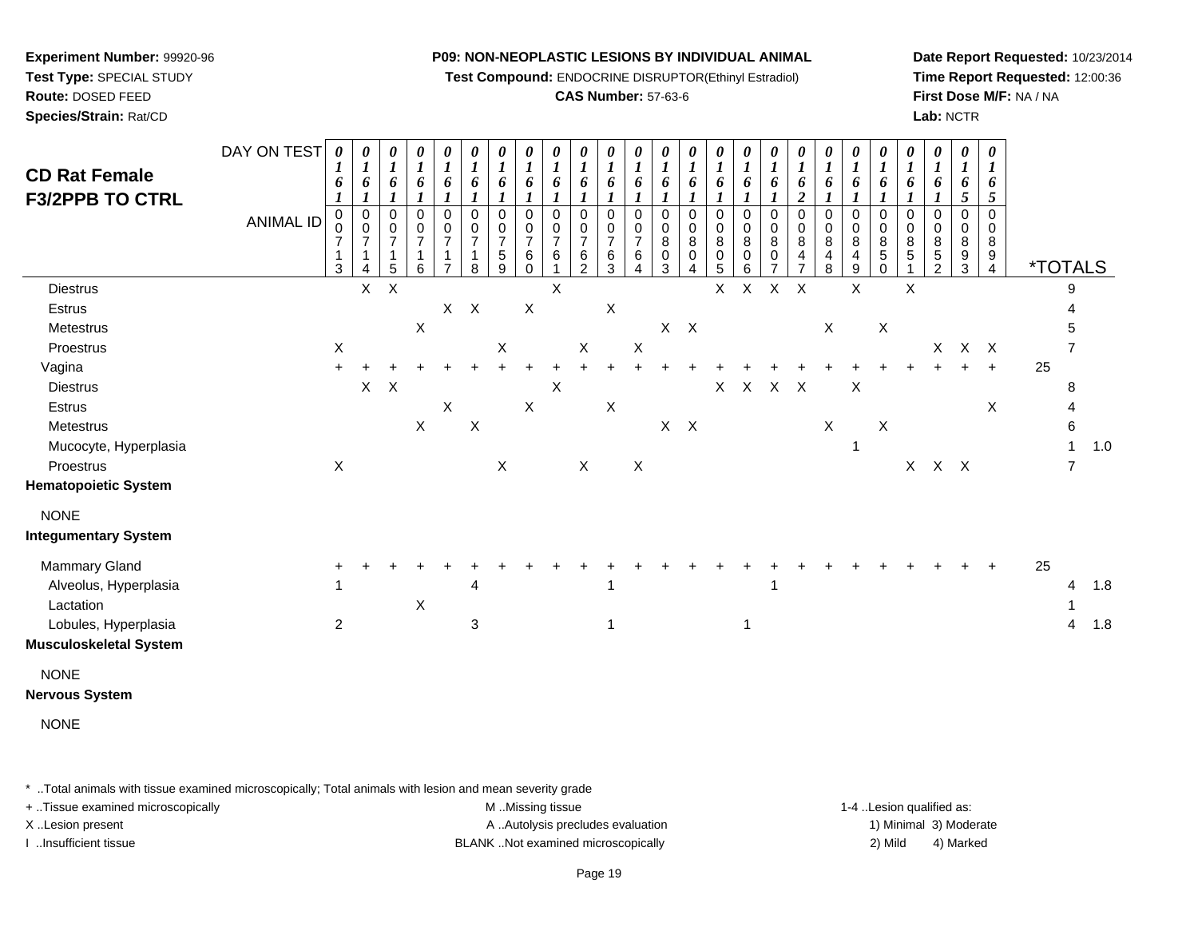**Experiment Number:** 99920-96
**Test Type:** SPECIAL STUDY
**Route:** DOSED FEED
**Species/Strain:** Rat/CD

**P09: NON-NEOPLASTIC LESIONS BY INDIVIDUAL ANIMAL**
**Test Compound:** ENDOCRINE DISRUPTOR(Ethinyl Estradiol)
**CAS Number:** 57-63-6

**Date Report Requested:** 10/23/2014
**Time Report Requested:** 12:00:36
**First Dose M/F:** NA / NA
**Lab:** NCTR

## CD Rat Female F3/2PPB TO CTRL

| DAY ON TEST | 0161 | 0161 | 0161 | 0161 | 0161 | 0161 | 0161 | 0161 | 0161 | 0161 | 0161 | 0161 | 0161 | 0161 | 0161 | 0161 | 0161 | 0162 | 0161 | 0161 | 0161 | 0161 | 0161 | 0165 | 0165 | | |
|---|---|---|---|---|---|---|---|---|---|---|---|---|---|---|---|---|---|---|---|---|---|---|---|---|---|---|---|
| **ANIMAL ID** | 00713 | 00714 | 00715 | 00716 | 00717 | 00718 | 00759 | 00760 | 00761 | 00762 | 00763 | 00764 | 00803 | 00804 | 00805 | 00806 | 00807 | 00847 | 00848 | 00849 | 00850 | 00851 | 00852 | 00893 | 00894 | ***TOTALS** | |
| Diestrus | | X | X | | | | | | X | | | | | | X | X | X | X | | X | | X | | | | 9 | |
| Estrus | | | | | X | X | | X | | | X | | | | | | | | | | | | | | | 4 | |
| Metestrus | | | | X | | | | | | | | | X | X | | | | | X | | X | | | | | 5 | |
| Proestrus | X | | | | | | X | | | X | | X | | | | | | | | | | | X | X | X | 7 | |
| Vagina | + | + | + | + | + | + | + | + | + | + | + | + | + | + | + | + | + | + | + | + | + | + | + | + | + | 25 | |
| Diestrus | | X | X | | | | | | X | | | | | | X | X | X | X | | X | | | | | | 8 | |
| Estrus | | | | | X | | | X | | | X | | | | | | | | | | | | | | X | 4 | |
| Metestrus | | | | X | | X | | | | | | | X | X | | | | | X | | X | | | | | 6 | |
| Mucocyte, Hyperplasia | | | | | | | | | | | | | | | | | | | | 1 | | | | | | 1 | 1.0 |
| Proestrus | X | | | | | | X | | | X | | X | | | | | | | | | | X | X | X | | 7 | |
| **Hematopoietic System** | | | | | | | | | | | | | | | | | | | | | | | | | | | |
| NONE | | | | | | | | | | | | | | | | | | | | | | | | | | | |
| **Integumentary System** | | | | | | | | | | | | | | | | | | | | | | | | | | | |
| Mammary Gland | + | + | + | + | + | + | + | + | + | + | + | + | + | + | + | + | + | + | + | + | + | + | + | + | + | 25 | |
| Alveolus, Hyperplasia | 1 | | | | | 4 | | | | | 1 | | | | | | 1 | | | | | | | | | 4 | 1.8 |
| Lactation | | | | X | | | | | | | | | | | | | | | | | | | | | | 1 | |
| Lobules, Hyperplasia | 2 | | | | | 3 | | | | | 1 | | | | | 1 | | | | | | | | | | 4 | 1.8 |
| **Musculoskeletal System** | | | | | | | | | | | | | | | | | | | | | | | | | | | |
| NONE | | | | | | | | | | | | | | | | | | | | | | | | | | | |
| **Nervous System** | | | | | | | | | | | | | | | | | | | | | | | | | | | |
| NONE | | | | | | | | | | | | | | | | | | | | | | | | | | | |

\* ..Total animals with tissue examined microscopically; Total animals with lesion and mean severity grade
+ ..Tissue examined microscopically
X ..Lesion present
I ..Insufficient tissue
M ..Missing tissue
A ..Autolysis precludes evaluation
BLANK ..Not examined microscopically
1-4 ..Lesion qualified as: 1) Minimal 2) Mild 3) Moderate 4) Marked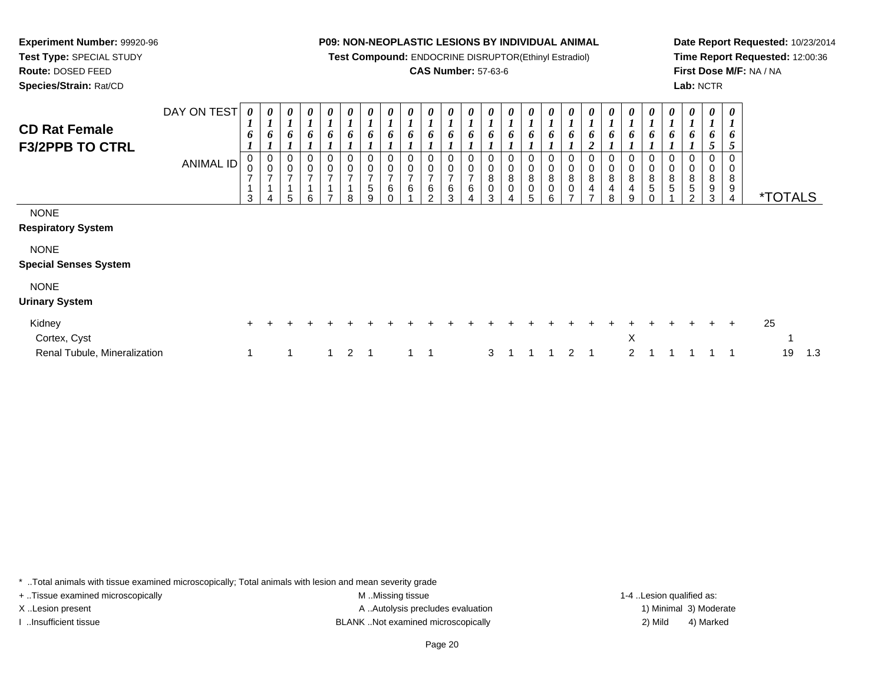**Experiment Number:** 99920-96
**Test Type:** SPECIAL STUDY
**Route:** DOSED FEED
**Species/Strain:** Rat/CD

**P09: NON-NEOPLASTIC LESIONS BY INDIVIDUAL ANIMAL**
**Test Compound:** ENDOCRINE DISRUPTOR(Ethinyl Estradiol)
**CAS Number:** 57-63-6

**Date Report Requested:** 10/23/2014
**Time Report Requested:** 12:00:36
**First Dose M/F:** NA / NA
**Lab:** NCTR

## CD Rat Female F3/2PPB TO CTRL

| DAY ON TEST | 0161 | 0161 | 0161 | 0161 | 0161 | 0161 | 0161 | 0161 | 0161 | 0161 | 0161 | 0161 | 0161 | 0161 | 0161 | 0161 | 0161 | 0162 | 0161 | 0161 | 0161 | 0161 | 0161 | 0165 | 0165 | | |
|---|---|---|---|---|---|---|---|---|---|---|---|---|---|---|---|---|---|---|---|---|---|---|---|---|---|---|---|
| **ANIMAL ID** | 00713 | 00714 | 00715 | 00716 | 00717 | 00718 | 00759 | 00760 | 00761 | 00762 | 00763 | 00764 | 00803 | 00804 | 00805 | 00806 | 00807 | 00847 | 00848 | 00849 | 00850 | 00851 | 00852 | 00893 | 00894 | ***TOTALS** | |
| NONE | | | | | | | | | | | | | | | | | | | | | | | | | | | |
| **Respiratory System** | | | | | | | | | | | | | | | | | | | | | | | | | | | |
| NONE | | | | | | | | | | | | | | | | | | | | | | | | | | | |
| **Special Senses System** | | | | | | | | | | | | | | | | | | | | | | | | | | | |
| NONE | | | | | | | | | | | | | | | | | | | | | | | | | | | |
| **Urinary System** | | | | | | | | | | | | | | | | | | | | | | | | | | | |
| Kidney | + | + | + | + | + | + | + | + | + | + | + | + | + | + | + | + | + | + | + | + | + | + | + | + | + | 25 | |
| Cortex, Cyst | | | | | | | | | | | | | | | | | | | | X | | | | | | 1 | |
| Renal Tubule, Mineralization | 1 | | 1 | | 1 | 2 | 1 | | 1 | 1 | | | 3 | 1 | 1 | 1 | 2 | 1 | | 2 | 1 | 1 | 1 | 1 | 1 | 19 | 1.3 |

* ..Total animals with tissue examined microscopically; Total animals with lesion and mean severity grade
+ ..Tissue examined microscopically
X ..Lesion present
I ..Insufficient tissue

M ..Missing tissue
A ..Autolysis precludes evaluation
BLANK ..Not examined microscopically

1-4 ..Lesion qualified as:
1) Minimal 3) Moderate
2) Mild 4) Marked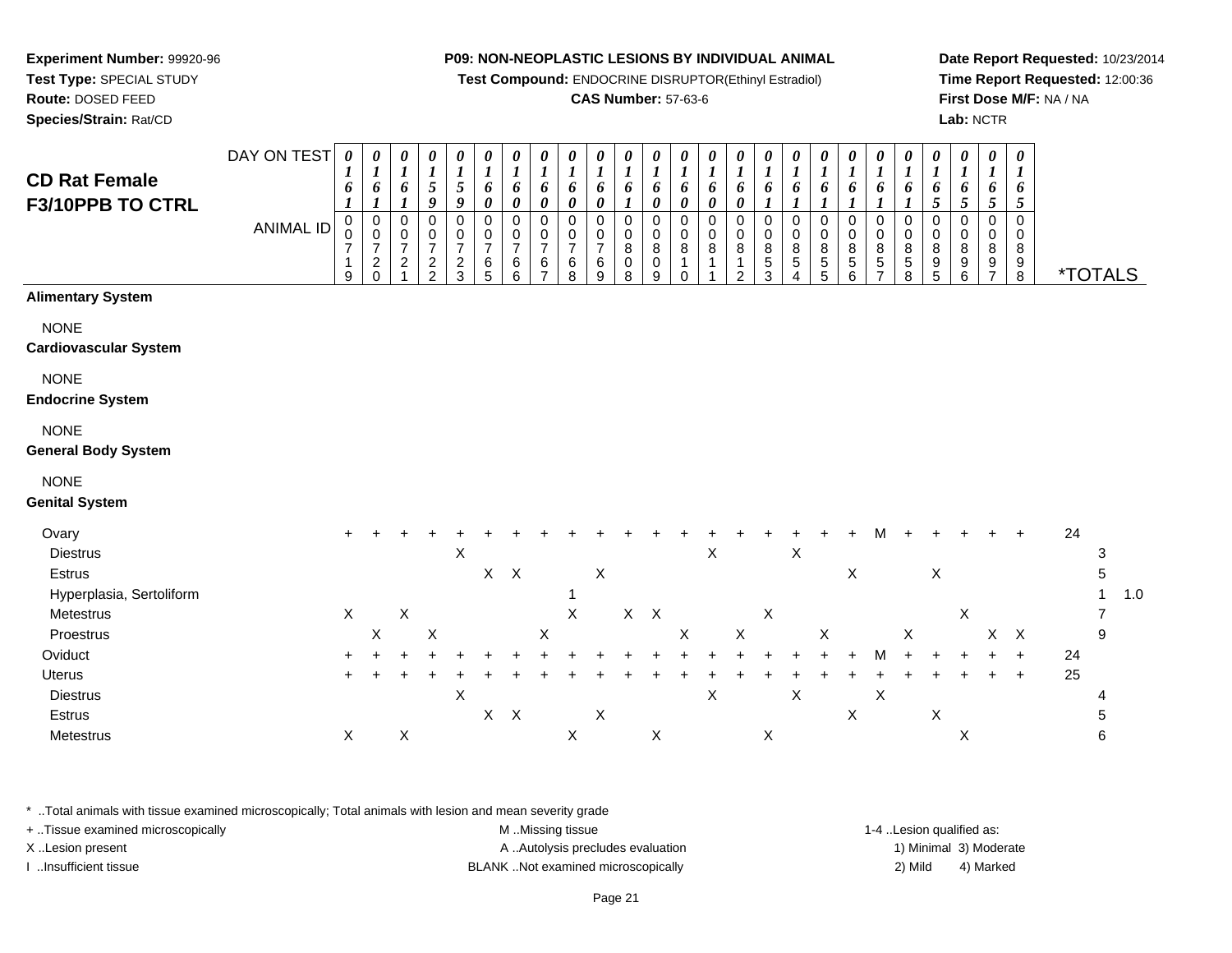**Experiment Number:** 99920-96
**Test Type:** SPECIAL STUDY
**Route:** DOSED FEED
**Species/Strain:** Rat/CD

**P09: NON-NEOPLASTIC LESIONS BY INDIVIDUAL ANIMAL**
**Test Compound:** ENDOCRINE DISRUPTOR(Ethinyl Estradiol)
**CAS Number:** 57-63-6

**Date Report Requested:** 10/23/2014
**Time Report Requested:** 12:00:36
**First Dose M/F:** NA / NA
**Lab:** NCTR

## CD Rat Female F3/10PPB TO CTRL

| DAY ON TEST | 0161 | 0161 | 0161 | 0159 | 0159 | 0160 | 0160 | 0160 | 0160 | 0160 | 0161 | 0160 | 0160 | 0160 | 0160 | 0161 | 0161 | 0161 | 0161 | 0161 | 0161 | 0165 | 0165 | 0165 | 0165 | |
|---|---|---|---|---|---|---|---|---|---|---|---|---|---|---|---|---|---|---|---|---|---|---|---|---|---|---|
| **ANIMAL ID** | 00719 | 00720 | 00721 | 00722 | 00723 | 00765 | 00766 | 00767 | 00768 | 00769 | 00808 | 00809 | 00810 | 00811 | 00812 | 00853 | 00854 | 00855 | 00856 | 00857 | 00858 | 00895 | 00896 | 00897 | 00898 | ***TOTALS** |
| **Alimentary System** | | | | | | | | | | | | | | | | | | | | | | | | | | |
| NONE | | | | | | | | | | | | | | | | | | | | | | | | | | |
| **Cardiovascular System** | | | | | | | | | | | | | | | | | | | | | | | | | | |
| NONE | | | | | | | | | | | | | | | | | | | | | | | | | | |
| **Endocrine System** | | | | | | | | | | | | | | | | | | | | | | | | | | |
| NONE | | | | | | | | | | | | | | | | | | | | | | | | | | |
| **General Body System** | | | | | | | | | | | | | | | | | | | | | | | | | | |
| NONE | | | | | | | | | | | | | | | | | | | | | | | | | | |
| **Genital System** | | | | | | | | | | | | | | | | | | | | | | | | | | |
| Ovary | + | + | + | + | + | + | + | + | + | + | + | + | + | + | + | + | + | + | + | M | + | + | + | + | + | 24 |
| Diestrus | | | | | X | | | | | | | | | X | | | X | | | | | | | | | 3 |
| Estrus | | | | | | X | X | | | X | | | | | | | | | X | | | X | | | | 5 |
| Hyperplasia, Sertoliform | | | | | | | | | 1 | | | | | | | | | | | | | | | | | 1  1.0 |
| Metestrus | X | | X | | | | | | X | | X | X | | | | X | | | | | | | X | | | 7 |
| Proestrus | | X | | X | | | | X | | | | | X | | X | | | X | | | X | | | X | X | 9 |
| Oviduct | + | + | + | + | + | + | + | + | + | + | + | + | + | + | + | + | + | + | + | M | + | + | + | + | + | 24 |
| Uterus | + | + | + | + | + | + | + | + | + | + | + | + | + | + | + | + | + | + | + | + | + | + | + | + | + | 25 |
| Diestrus | | | | | X | | | | | | | | | X | | | X | | | X | | | | | | 4 |
| Estrus | | | | | | X | X | | | X | | | | | | | | | X | | | X | | | | 5 |
| Metestrus | X | | X | | | | | | X | | | X | | | | X | | | | | | | X | | | 6 |

\* ..Total animals with tissue examined microscopically; Total animals with lesion and mean severity grade
+ ..Tissue examined microscopically
X ..Lesion present
I ..Insufficient tissue

M ..Missing tissue
A ..Autolysis precludes evaluation
BLANK ..Not examined microscopically

1-4 ..Lesion qualified as:
1) Minimal 3) Moderate
2) Mild 4) Marked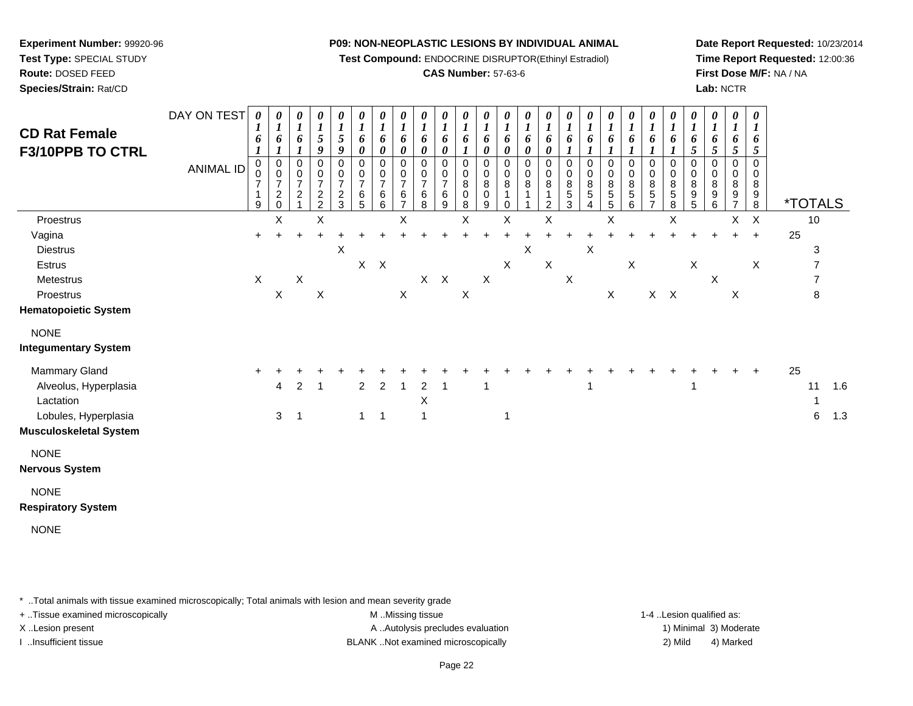**Experiment Number:** 99920-96
**Test Type:** SPECIAL STUDY
**Route:** DOSED FEED
**Species/Strain:** Rat/CD

**P09: NON-NEOPLASTIC LESIONS BY INDIVIDUAL ANIMAL**
**Test Compound:** ENDOCRINE DISRUPTOR(Ethinyl Estradiol)
**CAS Number:** 57-63-6

**Date Report Requested:** 10/23/2014
**Time Report Requested:** 12:00:36
**First Dose M/F:** NA / NA
**Lab:** NCTR

## CD Rat Female F3/10PPB TO CTRL

| DAY ON TEST | 0161 | 0161 | 0161 | 0159 | 0159 | 0160 | 0160 | 0160 | 0160 | 0160 | 0161 | 0160 | 0160 | 0160 | 0160 | 0161 | 0161 | 0161 | 0161 | 0161 | 0161 | 0165 | 0165 | 0165 | 0165 | | |
|---|---|---|---|---|---|---|---|---|---|---|---|---|---|---|---|---|---|---|---|---|---|---|---|---|---|---|---|
| **ANIMAL ID** | 0719 | 0720 | 0721 | 0722 | 0723 | 0765 | 0766 | 0767 | 0768 | 0769 | 0808 | 0809 | 0810 | 0811 | 0812 | 0853 | 0854 | 0855 | 0856 | 0857 | 0858 | 0895 | 0896 | 0897 | 0898 | ***TOTALS** | |
| Proestrus | | X | | X | | | | X | | | X | | X | | X | | | X | | | X | | | X | X | 10 | |
| Vagina | + | + | + | + | + | + | + | + | + | + | + | + | + | + | + | + | + | + | + | + | + | + | + | + | + | 25 | |
| Diestrus | | | | | X | | | | | | | | | X | | | X | | | | | | | | | 3 | |
| Estrus | | | | | | X | X | | | | | | X | | X | | | | X | | | X | | | X | 7 | |
| Metestrus | X | | X | | | | | | X | X | | X | | | | X | | | | | | | X | | | 7 | |
| Proestrus | | X | | X | | | | X | | | X | | | | | | | X | | X | X | | | X | | 8 | |
| **Hematopoietic System** | | | | | | | | | | | | | | | | | | | | | | | | | | | |
| NONE | | | | | | | | | | | | | | | | | | | | | | | | | | | |
| **Integumentary System** | | | | | | | | | | | | | | | | | | | | | | | | | | | |
| Mammary Gland | + | + | + | + | + | + | + | + | + | + | + | + | + | + | + | + | + | + | + | + | + | + | + | + | + | 25 | |
| Alveolus, Hyperplasia | | 4 | 2 | 1 | | 2 | 2 | 1 | 2 | 1 | | 1 | | | | | 1 | | | | | 1 | | | | 11 | 1.6 |
| Lactation | | | | | | | | | X | | | | | | | | | | | | | | | | | 1 | |
| Lobules, Hyperplasia | | 3 | 1 | | | 1 | 1 | | 1 | | | | 1 | | | | | | | | | | | | | 6 | 1.3 |
| **Musculoskeletal System** | | | | | | | | | | | | | | | | | | | | | | | | | | | |
| NONE | | | | | | | | | | | | | | | | | | | | | | | | | | | |
| **Nervous System** | | | | | | | | | | | | | | | | | | | | | | | | | | | |
| NONE | | | | | | | | | | | | | | | | | | | | | | | | | | | |
| **Respiratory System** | | | | | | | | | | | | | | | | | | | | | | | | | | | |
| NONE | | | | | | | | | | | | | | | | | | | | | | | | | | | |

* ..Total animals with tissue examined microscopically; Total animals with lesion and mean severity grade
+ ..Tissue examined microscopically
X ..Lesion present
I ..Insufficient tissue

M ..Missing tissue
A ..Autolysis precludes evaluation
BLANK ..Not examined microscopically

1-4 ..Lesion qualified as:
1) Minimal 3) Moderate
2) Mild 4) Marked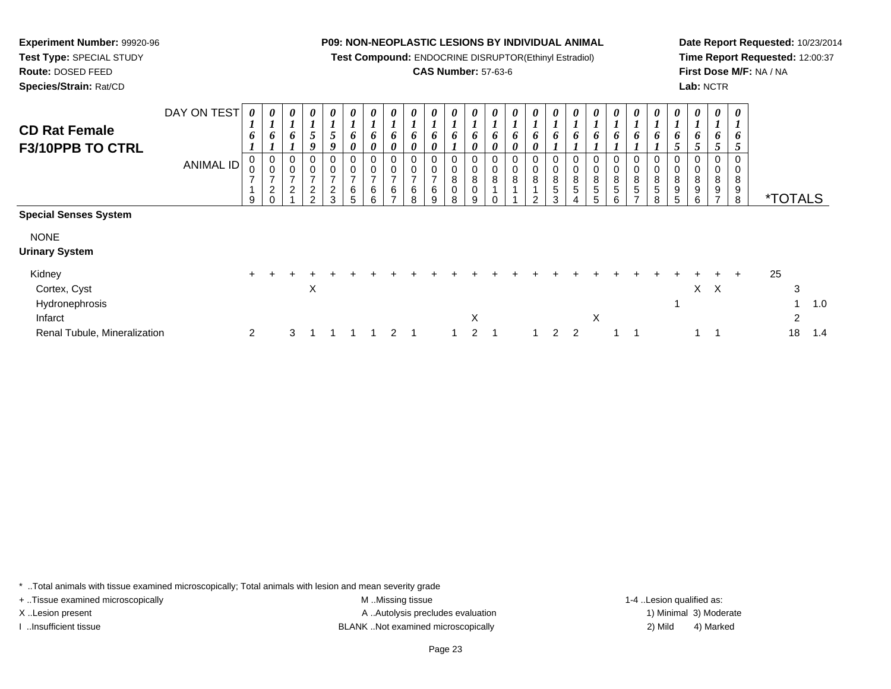**Experiment Number:** 99920-96
**Test Type:** SPECIAL STUDY
**Route:** DOSED FEED
**Species/Strain:** Rat/CD

**P09: NON-NEOPLASTIC LESIONS BY INDIVIDUAL ANIMAL**
**Test Compound:** ENDOCRINE DISRUPTOR(Ethinyl Estradiol)
**CAS Number:** 57-63-6

**Date Report Requested:** 10/23/2014
**Time Report Requested:** 12:00:37
**First Dose M/F:** NA / NA
**Lab:** NCTR

## CD Rat Female F3/10PPB TO CTRL

| DAY ON TEST | 0161 | 0161 | 0161 | 0159 | 0159 | 0160 | 0160 | 0160 | 0160 | 0160 | 0161 | 0160 | 0160 | 0160 | 0160 | 0161 | 0161 | 0161 | 0161 | 0161 | 0161 | 0165 | 0165 | 0165 | 0165 | | |
|---|---|---|---|---|---|---|---|---|---|---|---|---|---|---|---|---|---|---|---|---|---|---|---|---|---|---|---|
| **ANIMAL ID** | 0719 | 0720 | 0721 | 0722 | 0723 | 0765 | 0766 | 0767 | 0768 | 0769 | 0808 | 0809 | 0810 | 0811 | 0812 | 0853 | 0854 | 0855 | 0856 | 0857 | 0858 | 0895 | 0896 | 0897 | 0898 | ***TOTALS** | |
| **Special Senses System** | | | | | | | | | | | | | | | | | | | | | | | | | | | |
| NONE | | | | | | | | | | | | | | | | | | | | | | | | | | | |
| **Urinary System** | | | | | | | | | | | | | | | | | | | | | | | | | | | |
| Kidney | + | + | + | + | + | + | + | + | + | + | + | + | + | + | + | + | + | + | + | + | + | + | + | + | + | 25 | |
| Cortex, Cyst | | | | X | | | | | | | | | | | | | | | | | | | X | X | | 3 | |
| Hydronephrosis | | | | | | | | | | | | | | | | | | | | | | 1 | | | | 1 | 1.0 |
| Infarct | | | | | | | | | | | | X | | | | | | X | | | | | | | | 2 | |
| Renal Tubule, Mineralization | 2 | | 3 | 1 | 1 | 1 | 1 | 2 | 1 | | 1 | 2 | 1 | | 1 | 2 | 2 | | 1 | 1 | | | 1 | 1 | | 18 | 1.4 |

* ..Total animals with tissue examined microscopically; Total animals with lesion and mean severity grade
+ ..Tissue examined microscopically
X ..Lesion present
I ..Insufficient tissue

M ..Missing tissue
A ..Autolysis precludes evaluation
BLANK ..Not examined microscopically

1-4 ..Lesion qualified as:
1) Minimal 3) Moderate
2) Mild 4) Marked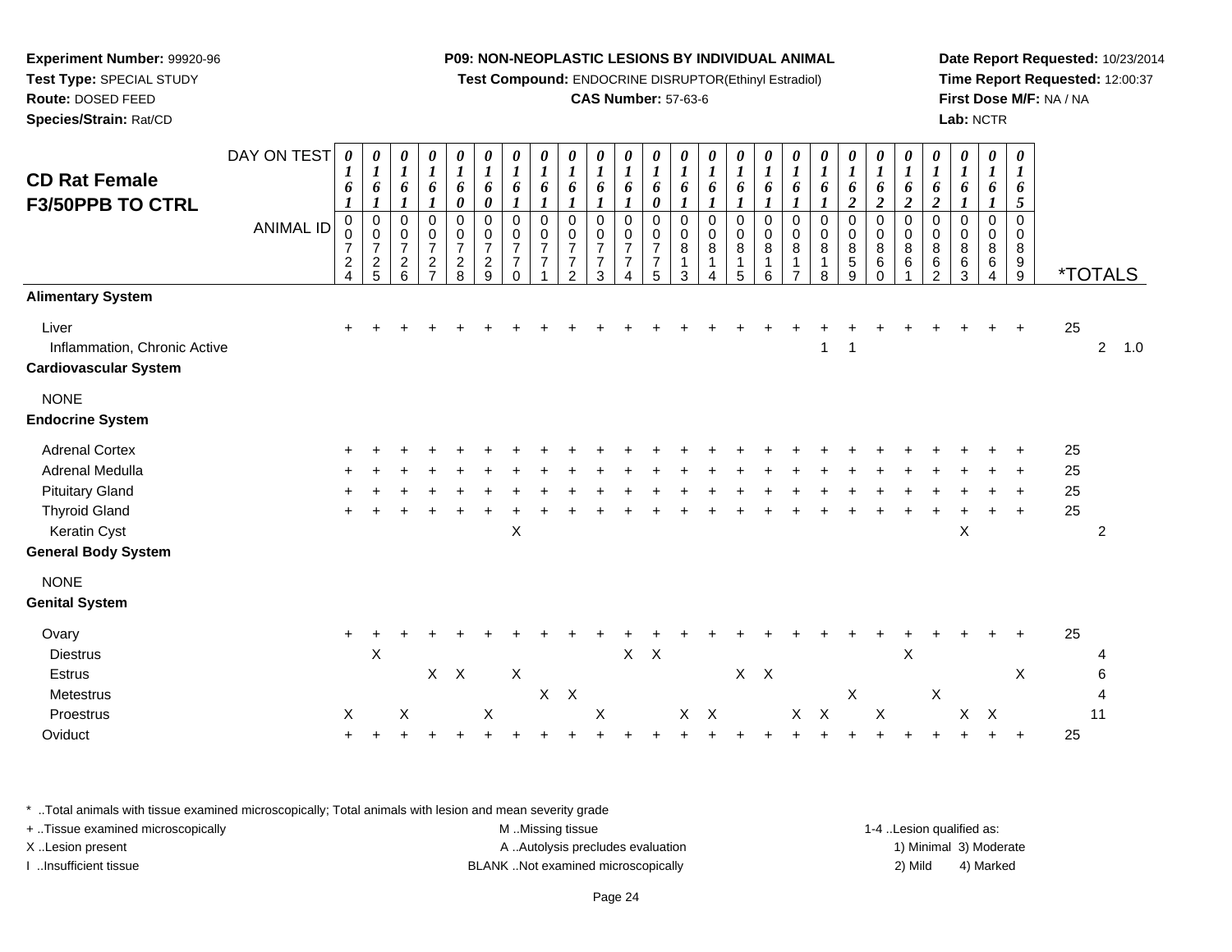**Experiment Number:** 99920-96
**Test Type:** SPECIAL STUDY
**Route:** DOSED FEED
**Species/Strain:** Rat/CD

**P09: NON-NEOPLASTIC LESIONS BY INDIVIDUAL ANIMAL**
**Test Compound:** ENDOCRINE DISRUPTOR(Ethinyl Estradiol)
**CAS Number:** 57-63-6

**Date Report Requested:** 10/23/2014
**Time Report Requested:** 12:00:37
**First Dose M/F:** NA / NA
**Lab:** NCTR

## CD Rat Female F3/50PPB TO CTRL

| DAY ON TEST | 0161 | 0161 | 0161 | 0161 | 0160 | 0160 | 0161 | 0161 | 0161 | 0161 | 0161 | 0160 | 0161 | 0161 | 0161 | 0161 | 0161 | 0161 | 0162 | 0162 | 0162 | 0162 | 0161 | 0161 | 0165 | |
|---|---|---|---|---|---|---|---|---|---|---|---|---|---|---|---|---|---|---|---|---|---|---|---|---|---|---|
| **ANIMAL ID** | 000724 | 000725 | 000726 | 000727 | 000728 | 000729 | 000770 | 000771 | 000772 | 000773 | 000774 | 000775 | 000813 | 000814 | 000815 | 000816 | 000817 | 000818 | 000859 | 000860 | 000861 | 000862 | 000863 | 000864 | 0008899 | ***TOTALS** |
| **Alimentary System** | | | | | | | | | | | | | | | | | | | | | | | | | | |
| Liver | + | + | + | + | + | + | + | + | + | + | + | + | + | + | + | + | + | + | + | + | + | + | + | + | + | 25 |
| Inflammation, Chronic Active | | | | | | | | | | | | | | | | | | 1 | 1 | | | | | | | 2 1.0 |
| **Cardiovascular System** | | | | | | | | | | | | | | | | | | | | | | | | | | |
| NONE | | | | | | | | | | | | | | | | | | | | | | | | | | |
| **Endocrine System** | | | | | | | | | | | | | | | | | | | | | | | | | | |
| Adrenal Cortex | + | + | + | + | + | + | + | + | + | + | + | + | + | + | + | + | + | + | + | + | + | + | + | + | + | 25 |
| Adrenal Medulla | + | + | + | + | + | + | + | + | + | + | + | + | + | + | + | + | + | + | + | + | + | + | + | + | + | 25 |
| Pituitary Gland | + | + | + | + | + | + | + | + | + | + | + | + | + | + | + | + | + | + | + | + | + | + | + | + | + | 25 |
| Thyroid Gland | + | + | + | + | + | + | + | + | + | + | + | + | + | + | + | + | + | + | + | + | + | + | + | + | + | 25 |
| Keratin Cyst | | | | | | | X | | | | | | | | | | | | | | | | X | | | 2 |
| **General Body System** | | | | | | | | | | | | | | | | | | | | | | | | | | |
| NONE | | | | | | | | | | | | | | | | | | | | | | | | | | |
| **Genital System** | | | | | | | | | | | | | | | | | | | | | | | | | | |
| Ovary | + | + | + | + | + | + | + | + | + | + | + | + | + | + | + | + | + | + | + | + | + | + | + | + | + | 25 |
| Diestrus | | X | | | | | | | | | X | X | | | | | | | | | X | | | | | 4 |
| Estrus | | | | X | X | | X | | | | | | | | X | X | | | | | | | | | X | 6 |
| Metestrus | | | | | | | | X | X | | | | | | | | | | X | | | X | | | | 4 |
| Proestrus | X | | X | | | X | | | | X | | | X | X | | | X | X | | X | | | X | X | | 11 |
| Oviduct | + | + | + | + | + | + | + | + | + | + | + | + | + | + | + | + | + | + | + | + | + | + | + | + | + | 25 |

\* ..Total animals with tissue examined microscopically; Total animals with lesion and mean severity grade
+ ..Tissue examined microscopically
X ..Lesion present
I ..Insufficient tissue

M ..Missing tissue
A ..Autolysis precludes evaluation
BLANK ..Not examined microscopically

1-4 ..Lesion qualified as:
1) Minimal 3) Moderate
2) Mild 4) Marked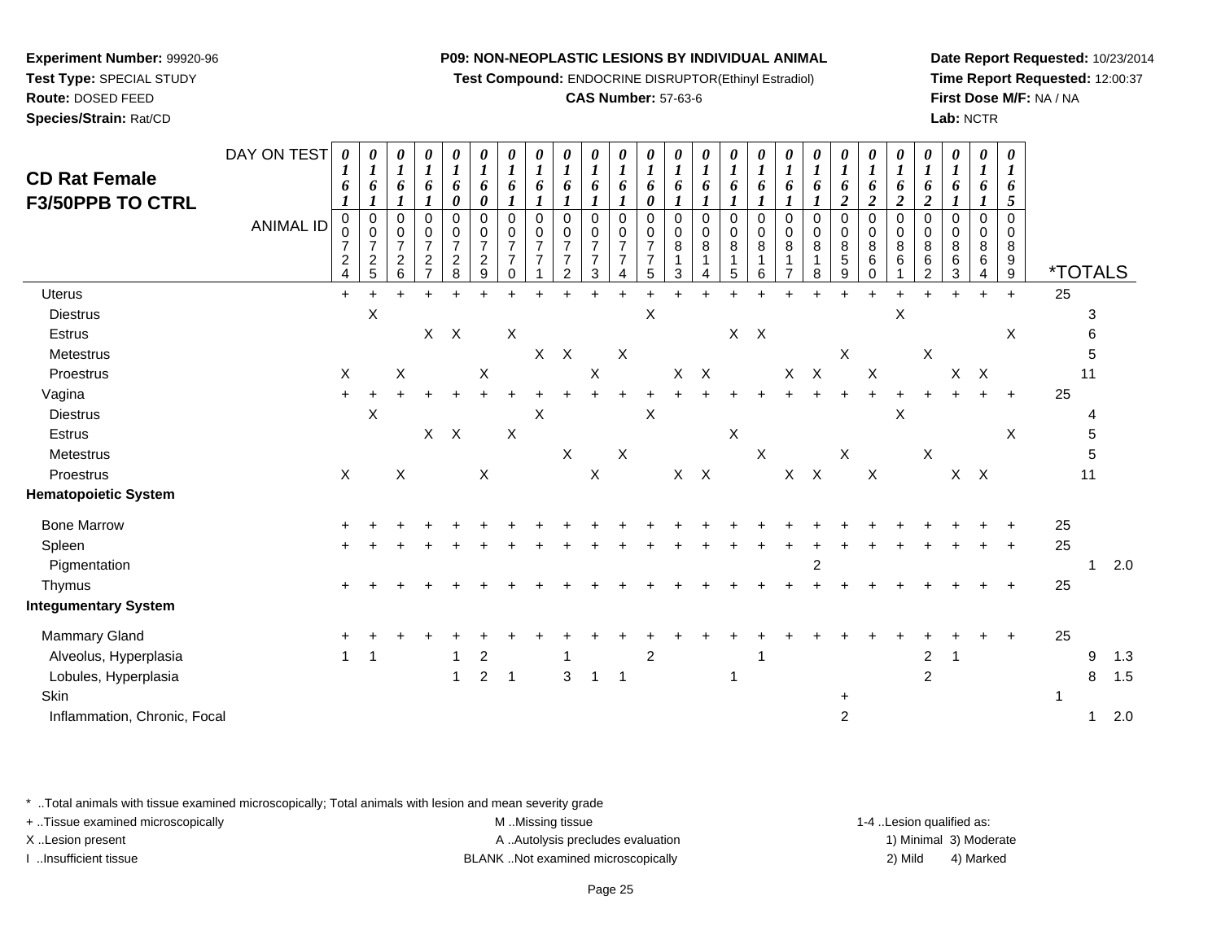**Experiment Number:** 99920-96
**Test Type:** SPECIAL STUDY
**Route:** DOSED FEED
**Species/Strain:** Rat/CD

**P09: NON-NEOPLASTIC LESIONS BY INDIVIDUAL ANIMAL**
**Test Compound:** ENDOCRINE DISRUPTOR(Ethinyl Estradiol)
**CAS Number:** 57-63-6

**Date Report Requested:** 10/23/2014
**Time Report Requested:** 12:00:37
**First Dose M/F:** NA / NA
**Lab:** NCTR

## CD Rat Female F3/50PPB TO CTRL

| DAY ON TEST | 0161 | 0161 | 0161 | 0161 | 0160 | 0160 | 0161 | 0161 | 0161 | 0161 | 0161 | 0160 | 0161 | 0161 | 0161 | 0161 | 0161 | 0161 | 0162 | 0162 | 0162 | 0162 | 0161 | 0161 | 0165 | | | |
|---|---|---|---|---|---|---|---|---|---|---|---|---|---|---|---|---|---|---|---|---|---|---|---|---|---|---|---|---|
| **ANIMAL ID** | 00724 | 00725 | 00726 | 00727 | 00728 | 00729 | 00770 | 00771 | 00772 | 00773 | 00774 | 00775 | 00813 | 00814 | 00815 | 00816 | 00817 | 00818 | 00859 | 00860 | 00861 | 00862 | 00863 | 00864 | 00899 | ***TOTALS** | | |
| Uterus | + | + | + | + | + | + | + | + | + | + | + | + | + | + | + | + | + | + | + | + | + | + | + | + | + | 25 | | |
| Diestrus | | X | | | | | | | | | | X | | | | | | | | | X | | | | | | 3 | |
| Estrus | | | | X | X | | X | | | | | | | | X | X | | | | | | | | | X | | 6 | |
| Metestrus | | | | | | | | X | X | | X | | | | | | | | X | | | X | | | | | 5 | |
| Proestrus | X | | X | | | X | | | | X | | | X | X | | | X | X | | X | | | X | X | | | 11 | |
| Vagina | + | + | + | + | + | + | + | + | + | + | + | + | + | + | + | + | + | + | + | + | + | + | + | + | + | 25 | | |
| Diestrus | | X | | | | | | X | | | | X | | | | | | | | | X | | | | | | 4 | |
| Estrus | | | | X | X | | X | | | | | | | | X | | | | | | | | | | X | | 5 | |
| Metestrus | | | | | | | | | X | | X | | | | | X | | | X | | | X | | | | | 5 | |
| Proestrus | X | | X | | | X | | | | X | | | X | X | | | X | X | | X | | | X | X | | | 11 | |
| **Hematopoietic System** | | | | | | | | | | | | | | | | | | | | | | | | | | | | |
| Bone Marrow | + | + | + | + | + | + | + | + | + | + | + | + | + | + | + | + | + | + | + | + | + | + | + | + | + | 25 | | |
| Spleen | + | + | + | + | + | + | + | + | + | + | + | + | + | + | + | + | + | + | + | + | + | + | + | + | + | 25 | | |
| Pigmentation | | | | | | | | | | | | | | | | | | 2 | | | | | | | | | 1 | 2.0 |
| Thymus | + | + | + | + | + | + | + | + | + | + | + | + | + | + | + | + | + | + | + | + | + | + | + | + | + | 25 | | |
| **Integumentary System** | | | | | | | | | | | | | | | | | | | | | | | | | | | | |
| Mammary Gland | + | + | + | + | + | + | + | + | + | + | + | + | + | + | + | + | + | + | + | + | + | + | + | + | + | 25 | | |
| Alveolus, Hyperplasia | 1 | 1 | | | 1 | 2 | | | 1 | | | 2 | | | | 1 | | | | | | 2 | 1 | | | | 9 | 1.3 |
| Lobules, Hyperplasia | | | | | 1 | 2 | 1 | | 3 | 1 | 1 | | | | 1 | | | | | | | 2 | | | | | 8 | 1.5 |
| Skin | | | | | | | | | | | | | | | | | | | + | | | | | | | 1 | | |
| Inflammation, Chronic, Focal | | | | | | | | | | | | | | | | | | | 2 | | | | | | | | 1 | 2.0 |

\* ..Total animals with tissue examined microscopically; Total animals with lesion and mean severity grade
+ ..Tissue examined microscopically
X ..Lesion present
I ..Insufficient tissue

M ..Missing tissue
A ..Autolysis precludes evaluation
BLANK ..Not examined microscopically

1-4 ..Lesion qualified as:
1) Minimal 3) Moderate
2) Mild 4) Marked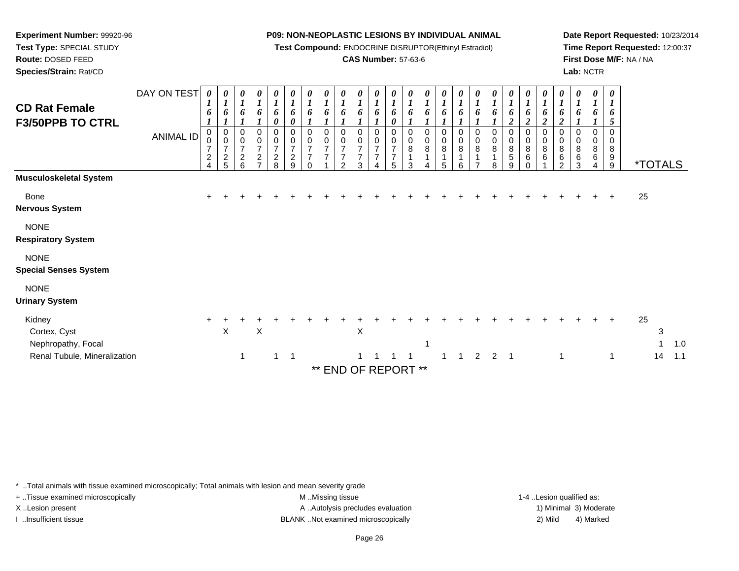**Experiment Number:** 99920-96
**Test Type:** SPECIAL STUDY
**Route:** DOSED FEED
**Species/Strain:** Rat/CD

**P09: NON-NEOPLASTIC LESIONS BY INDIVIDUAL ANIMAL**
**Test Compound:** ENDOCRINE DISRUPTOR(Ethinyl Estradiol)
**CAS Number:** 57-63-6

**Date Report Requested:** 10/23/2014
**Time Report Requested:** 12:00:37
**First Dose M/F:** NA / NA
**Lab:** NCTR

## CD Rat Female F3/50PPB TO CTRL

| DAY ON TEST | 0161 | 0161 | 0161 | 0161 | 0160 | 0160 | 0161 | 0161 | 0161 | 0161 | 0161 | 0160 | 0161 | 0161 | 0161 | 0161 | 0161 | 0161 | 0162 | 0162 | 0162 | 0162 | 0161 | 0161 | 0165 | | |
|---|---|---|---|---|---|---|---|---|---|---|---|---|---|---|---|---|---|---|---|---|---|---|---|---|---|---|---|
| **ANIMAL ID** | 0724 | 0725 | 0726 | 0727 | 0728 | 0729 | 0770 | 0771 | 0772 | 0773 | 0774 | 0775 | 0813 | 0814 | 0815 | 0816 | 0817 | 0818 | 0859 | 0860 | 0861 | 0862 | 0863 | 0864 | 0899 | ***TOTALS** | |
| **Musculoskeletal System** | | | | | | | | | | | | | | | | | | | | | | | | | | | |
| Bone | + | + | + | + | + | + | + | + | + | + | + | + | + | + | + | + | + | + | + | + | + | + | + | + | + | 25 | |
| **Nervous System** | | | | | | | | | | | | | | | | | | | | | | | | | | | |
| NONE | | | | | | | | | | | | | | | | | | | | | | | | | | | |
| **Respiratory System** | | | | | | | | | | | | | | | | | | | | | | | | | | | |
| NONE | | | | | | | | | | | | | | | | | | | | | | | | | | | |
| **Special Senses System** | | | | | | | | | | | | | | | | | | | | | | | | | | | |
| NONE | | | | | | | | | | | | | | | | | | | | | | | | | | | |
| **Urinary System** | | | | | | | | | | | | | | | | | | | | | | | | | | | |
| Kidney | + | + | + | + | + | + | + | + | + | + | + | + | + | + | + | + | + | + | + | + | + | + | + | + | + | 25 | |
| Cortex, Cyst | | X | | X | | | | | | X | | | | | | | | | | | | | | | | 3 | |
| Nephropathy, Focal | | | | | | | | | | | | | | 1 | | | | | | | | | | | | 1 | 1.0 |
| Renal Tubule, Mineralization | | | 1 | | 1 | 1 | | | | 1 | 1 | 1 | 1 | | 1 | 1 | 2 | 2 | 1 | | | 1 | | | 1 | 14 | 1.1 |

** END OF REPORT **

* ..Total animals with tissue examined microscopically; Total animals with lesion and mean severity grade
+ ..Tissue examined microscopically
X ..Lesion present
I ..Insufficient tissue

M ..Missing tissue
A ..Autolysis precludes evaluation
BLANK ..Not examined microscopically

1-4 ..Lesion qualified as:
1) Minimal 3) Moderate
2) Mild 4) Marked